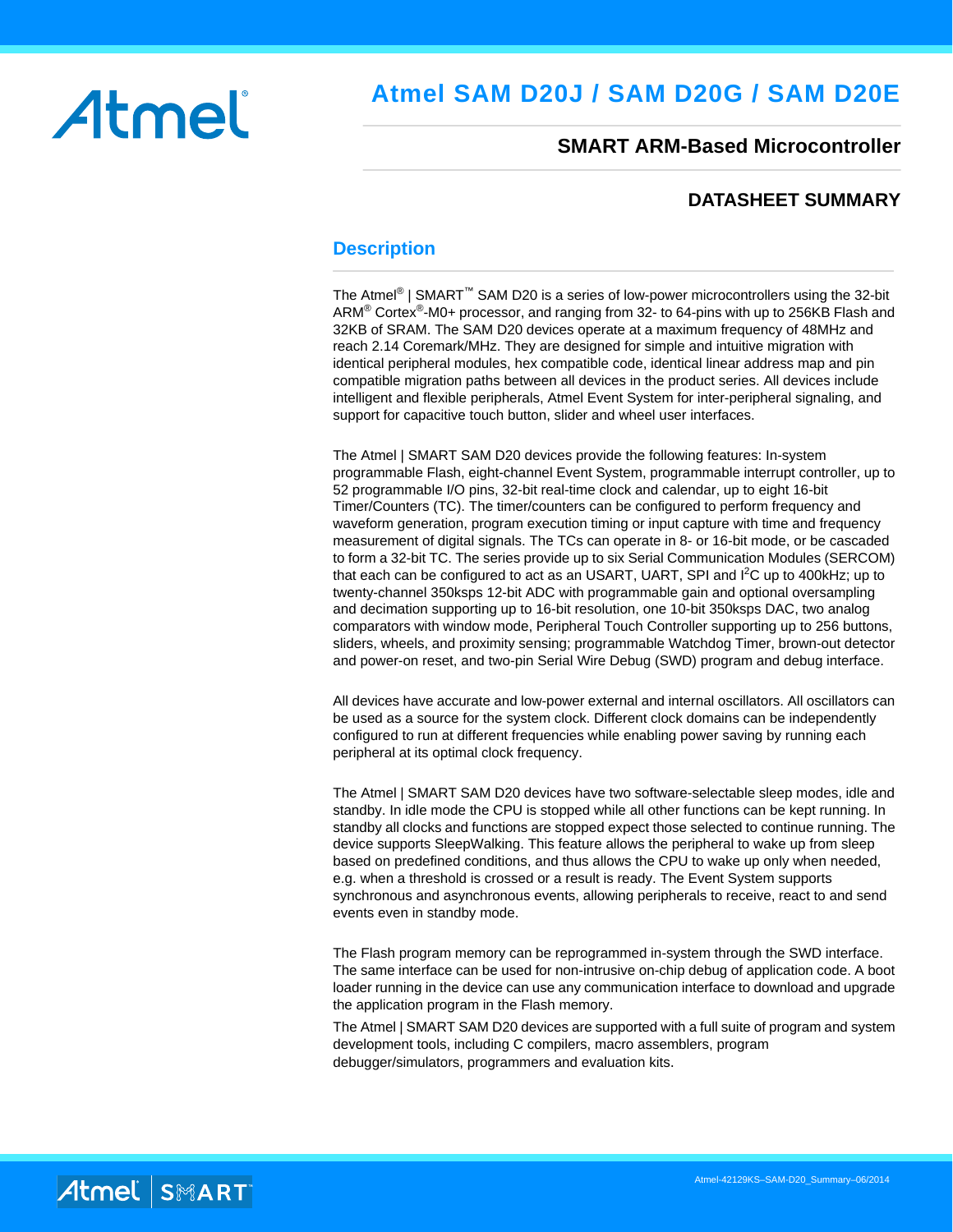# Atmel SAM D20J / SAM D20G / SAM D20E

## SMART ARM-Based Microcontroller

## DATASHEET SUMMARY

### Description

The Atmel® | SMART™ SAM D20 is a series of low-power microcontrollers using the 32-bit ARM® Cortex®-M0+ processor, and ranging from 32- to 64-pins with up to 256KB Flash and 32KB of SRAM. The SAM D20 devices operate at a maximum frequency of 48MHz and reach 2.14 Coremark/MHz. They are designed for simple and intuitive migration with identical peripheral modules, hex compatible code, identical linear address map and pin compatible migration paths between all devices in the product series. All devices include intelligent and flexible peripherals, Atmel Event System for inter-peripheral signaling, and support for capacitive touch button, slider and wheel user interfaces.

The Atmel | SMART SAM D20 devices provide the following features: In-system programmable Flash, eight-channel Event System, programmable interrupt controller, up to 52 programmable I/O pins, 32-bit real-time clock and calendar, up to eight 16-bit Timer/Counters (TC). The timer/counters can be configured to perform frequency and waveform generation, program execution timing or input capture with time and frequency measurement of digital signals. The TCs can operate in 8- or 16-bit mode, or be cascaded to form a 32-bit TC. The series provide up to six Serial Communication Modules (SERCOM) that each can be configured to act as an USART, UART, SPI and I²C up to 400kHz; up to twenty-channel 350ksps 12-bit ADC with programmable gain and optional oversampling and decimation supporting up to 16-bit resolution, one 10-bit 350ksps DAC, two analog comparators with window mode, Peripheral Touch Controller supporting up to 256 buttons, sliders, wheels, and proximity sensing; programmable Watchdog Timer, brown-out detector and power-on reset, and two-pin Serial Wire Debug (SWD) program and debug interface.

All devices have accurate and low-power external and internal oscillators. All oscillators can be used as a source for the system clock. Different clock domains can be independently configured to run at different frequencies while enabling power saving by running each peripheral at its optimal clock frequency.

The Atmel | SMART SAM D20 devices have two software-selectable sleep modes, idle and standby. In idle mode the CPU is stopped while all other functions can be kept running. In standby all clocks and functions are stopped expect those selected to continue running. The device supports SleepWalking. This feature allows the peripheral to wake up from sleep based on predefined conditions, and thus allows the CPU to wake up only when needed, e.g. when a threshold is crossed or a result is ready. The Event System supports synchronous and asynchronous events, allowing peripherals to receive, react to and send events even in standby mode.

The Flash program memory can be reprogrammed in-system through the SWD interface. The same interface can be used for non-intrusive on-chip debug of application code. A boot loader running in the device can use any communication interface to download and upgrade the application program in the Flash memory.

The Atmel | SMART SAM D20 devices are supported with a full suite of program and system development tools, including C compilers, macro assemblers, program debugger/simulators, programmers and evaluation kits.

Atmel-42129KS–SAM-D20_Summary–06/2014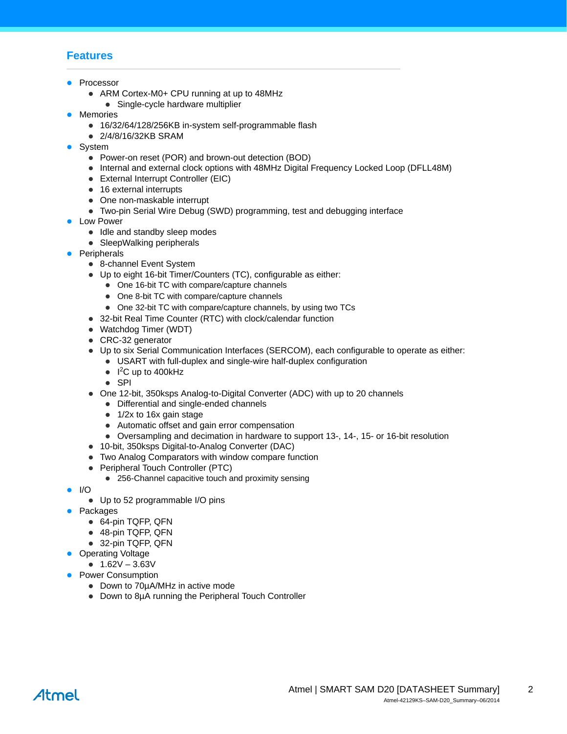## Features

- Processor
  - ARM Cortex-M0+ CPU running at up to 48MHz
    - Single-cycle hardware multiplier
- Memories
  - 16/32/64/128/256KB in-system self-programmable flash
  - 2/4/8/16/32KB SRAM
- System
  - Power-on reset (POR) and brown-out detection (BOD)
  - Internal and external clock options with 48MHz Digital Frequency Locked Loop (DFLL48M)
  - External Interrupt Controller (EIC)
  - 16 external interrupts
  - One non-maskable interrupt
  - Two-pin Serial Wire Debug (SWD) programming, test and debugging interface
- Low Power
  - Idle and standby sleep modes
  - SleepWalking peripherals
- Peripherals
  - 8-channel Event System
  - Up to eight 16-bit Timer/Counters (TC), configurable as either:
    - One 16-bit TC with compare/capture channels
    - One 8-bit TC with compare/capture channels
    - One 32-bit TC with compare/capture channels, by using two TCs
  - 32-bit Real Time Counter (RTC) with clock/calendar function
  - Watchdog Timer (WDT)
  - CRC-32 generator
  - Up to six Serial Communication Interfaces (SERCOM), each configurable to operate as either:
    - USART with full-duplex and single-wire half-duplex configuration
    - $I^2C$ up to 400kHz
    - SPI
  - One 12-bit, 350ksps Analog-to-Digital Converter (ADC) with up to 20 channels
    - Differential and single-ended channels
    - 1/2x to 16x gain stage
    - Automatic offset and gain error compensation
    - Oversampling and decimation in hardware to support 13-, 14-, 15- or 16-bit resolution
  - 10-bit, 350ksps Digital-to-Analog Converter (DAC)
  - Two Analog Comparators with window compare function
  - Peripheral Touch Controller (PTC)
    - 256-Channel capacitive touch and proximity sensing
- I/O
  - Up to 52 programmable I/O pins
- Packages
  - 64-pin TQFP, QFN
  - 48-pin TQFP, QFN
  - 32-pin TQFP, QFN
- Operating Voltage
  - 1.62V – 3.63V
- Power Consumption
  - Down to 70µA/MHz in active mode
  - Down to 8µA running the Peripheral Touch Controller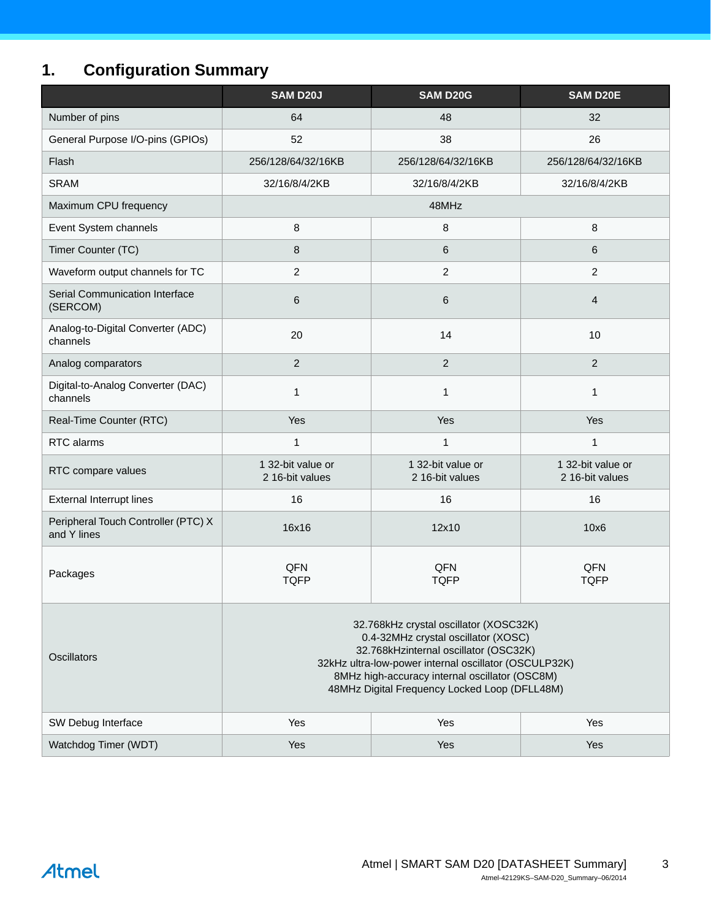# 1. Configuration Summary

| | SAM D20J | SAM D20G | SAM D20E |
|---|---|---|---|
| Number of pins | 64 | 48 | 32 |
| General Purpose I/O-pins (GPIOs) | 52 | 38 | 26 |
| Flash | 256/128/64/32/16KB | 256/128/64/32/16KB | 256/128/64/32/16KB |
| SRAM | 32/16/8/4/2KB | 32/16/8/4/2KB | 32/16/8/4/2KB |
| Maximum CPU frequency | 48MHz | | |
| Event System channels | 8 | 8 | 8 |
| Timer Counter (TC) | 8 | 6 | 6 |
| Waveform output channels for TC | 2 | 2 | 2 |
| Serial Communication Interface (SERCOM) | 6 | 6 | 4 |
| Analog-to-Digital Converter (ADC) channels | 20 | 14 | 10 |
| Analog comparators | 2 | 2 | 2 |
| Digital-to-Analog Converter (DAC) channels | 1 | 1 | 1 |
| Real-Time Counter (RTC) | Yes | Yes | Yes |
| RTC alarms | 1 | 1 | 1 |
| RTC compare values | 1 32-bit value or 2 16-bit values | 1 32-bit value or 2 16-bit values | 1 32-bit value or 2 16-bit values |
| External Interrupt lines | 16 | 16 | 16 |
| Peripheral Touch Controller (PTC) X and Y lines | 16x16 | 12x10 | 10x6 |
| Packages | QFN<br>TQFP | QFN<br>TQFP | QFN<br>TQFP |
| Oscillators | 32.768kHz crystal oscillator (XOSC32K)<br>0.4-32MHz crystal oscillator (XOSC)<br>32.768kHzinternal oscillator (OSC32K)<br>32kHz ultra-low-power internal oscillator (OSCULP32K)<br>8MHz high-accuracy internal oscillator (OSC8M)<br>48MHz Digital Frequency Locked Loop (DFLL48M) | | |
| SW Debug Interface | Yes | Yes | Yes |
| Watchdog Timer (WDT) | Yes | Yes | Yes |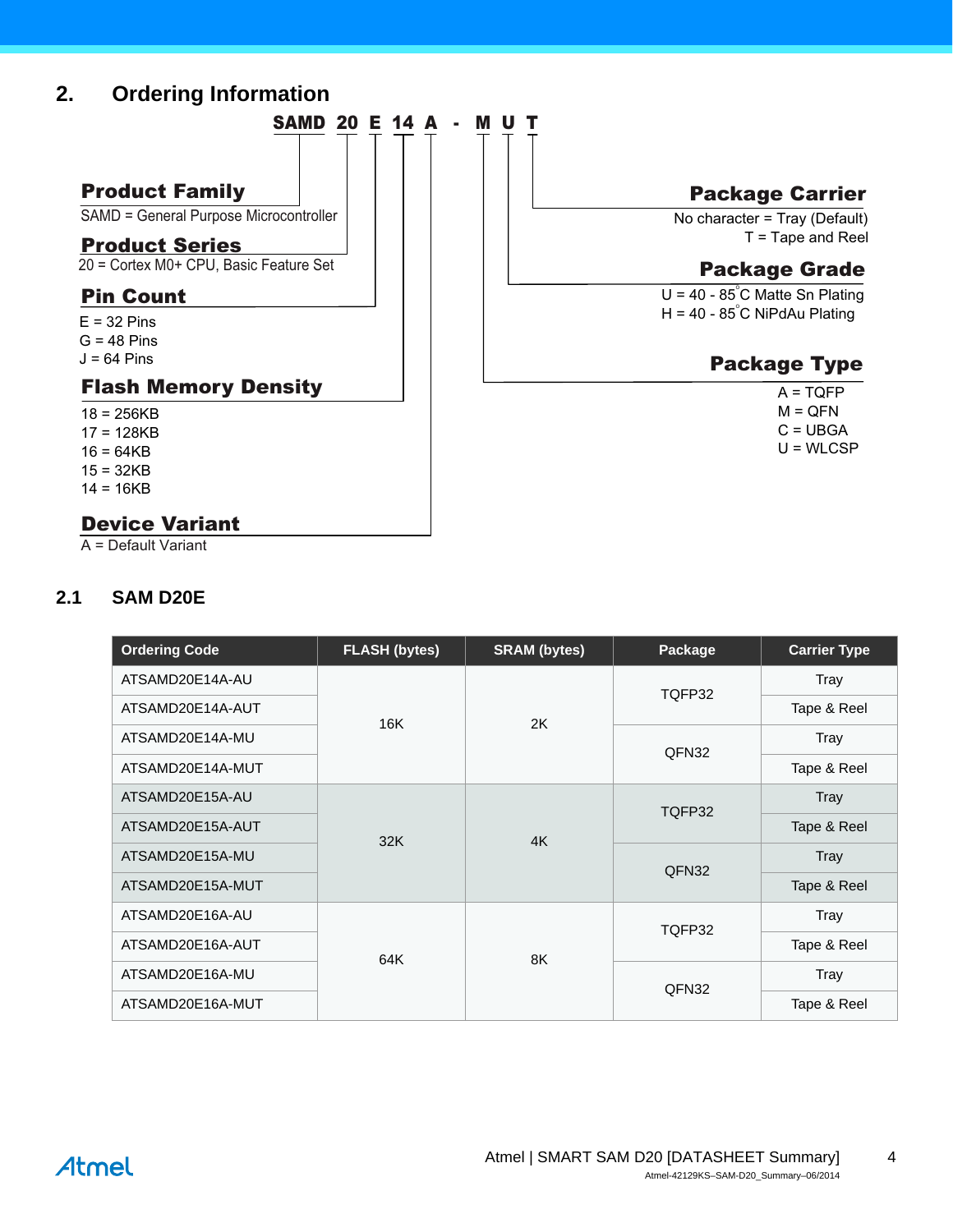## 2. Ordering Information

**SAMD 20 E 14 A - M U T**

**Product Family**

SAMD = General Purpose Microcontroller

**Product Series**

20 = Cortex M0+ CPU, Basic Feature Set

**Pin Count**

E = 32 Pins
G = 48 Pins
J = 64 Pins

**Flash Memory Density**

18 = 256KB
17 = 128KB
16 = 64KB
15 = 32KB
14 = 16KB

**Device Variant**

A = Default Variant

**Package Carrier**

No character = Tray (Default)
T = Tape and Reel

**Package Grade**

U = 40 - 85°C Matte Sn Plating
H = 40 - 85°C NiPdAu Plating

**Package Type**

A = TQFP
M = QFN
C = UBGA
U = WLCSP

### 2.1 SAM D20E

| Ordering Code | FLASH (bytes) | SRAM (bytes) | Package | Carrier Type |
|---|---|---|---|---|
| ATSAMD20E14A-AU | 16K | 2K | TQFP32 | Tray |
| ATSAMD20E14A-AUT | | | | Tape & Reel |
| ATSAMD20E14A-MU | | | QFN32 | Tray |
| ATSAMD20E14A-MUT | | | | Tape & Reel |
| ATSAMD20E15A-AU | 32K | 4K | TQFP32 | Tray |
| ATSAMD20E15A-AUT | | | | Tape & Reel |
| ATSAMD20E15A-MU | | | QFN32 | Tray |
| ATSAMD20E15A-MUT | | | | Tape & Reel |
| ATSAMD20E16A-AU | 64K | 8K | TQFP32 | Tray |
| ATSAMD20E16A-AUT | | | | Tape & Reel |
| ATSAMD20E16A-MU | | | QFN32 | Tray |
| ATSAMD20E16A-MUT | | | | Tape & Reel |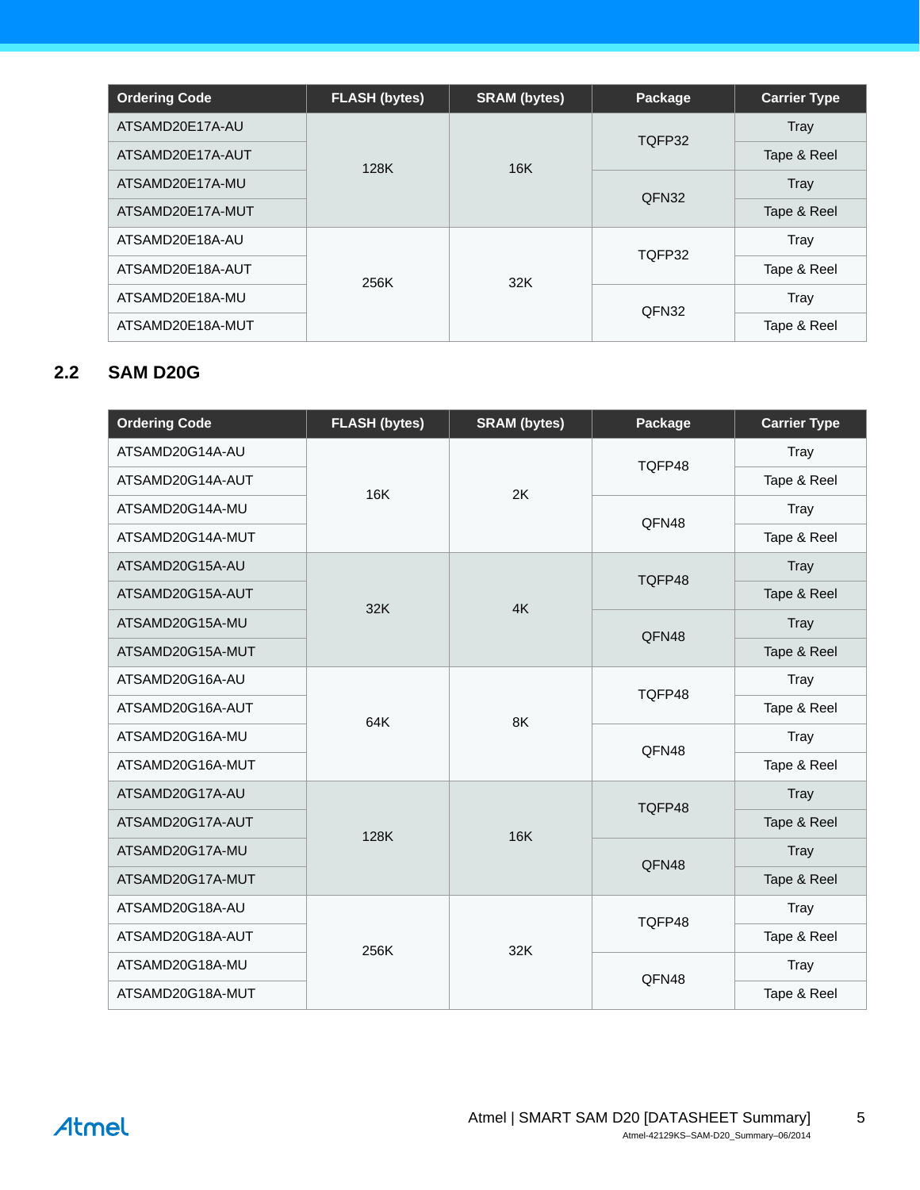| Ordering Code | FLASH (bytes) | SRAM (bytes) | Package | Carrier Type |
|---|---|---|---|---|
| ATSAMD20E17A-AU | 128K | 16K | TQFP32 | Tray |
| ATSAMD20E17A-AUT | | | | Tape & Reel |
| ATSAMD20E17A-MU | | | QFN32 | Tray |
| ATSAMD20E17A-MUT | | | | Tape & Reel |
| ATSAMD20E18A-AU | 256K | 32K | TQFP32 | Tray |
| ATSAMD20E18A-AUT | | | | Tape & Reel |
| ATSAMD20E18A-MU | | | QFN32 | Tray |
| ATSAMD20E18A-MUT | | | | Tape & Reel |

## 2.2 SAM D20G

| Ordering Code | FLASH (bytes) | SRAM (bytes) | Package | Carrier Type |
|---|---|---|---|---|
| ATSAMD20G14A-AU | 16K | 2K | TQFP48 | Tray |
| ATSAMD20G14A-AUT | | | | Tape & Reel |
| ATSAMD20G14A-MU | | | QFN48 | Tray |
| ATSAMD20G14A-MUT | | | | Tape & Reel |
| ATSAMD20G15A-AU | 32K | 4K | TQFP48 | Tray |
| ATSAMD20G15A-AUT | | | | Tape & Reel |
| ATSAMD20G15A-MU | | | QFN48 | Tray |
| ATSAMD20G15A-MUT | | | | Tape & Reel |
| ATSAMD20G16A-AU | 64K | 8K | TQFP48 | Tray |
| ATSAMD20G16A-AUT | | | | Tape & Reel |
| ATSAMD20G16A-MU | | | QFN48 | Tray |
| ATSAMD20G16A-MUT | | | | Tape & Reel |
| ATSAMD20G17A-AU | 128K | 16K | TQFP48 | Tray |
| ATSAMD20G17A-AUT | | | | Tape & Reel |
| ATSAMD20G17A-MU | | | QFN48 | Tray |
| ATSAMD20G17A-MUT | | | | Tape & Reel |
| ATSAMD20G18A-AU | 256K | 32K | TQFP48 | Tray |
| ATSAMD20G18A-AUT | | | | Tape & Reel |
| ATSAMD20G18A-MU | | | QFN48 | Tray |
| ATSAMD20G18A-MUT | | | | Tape & Reel |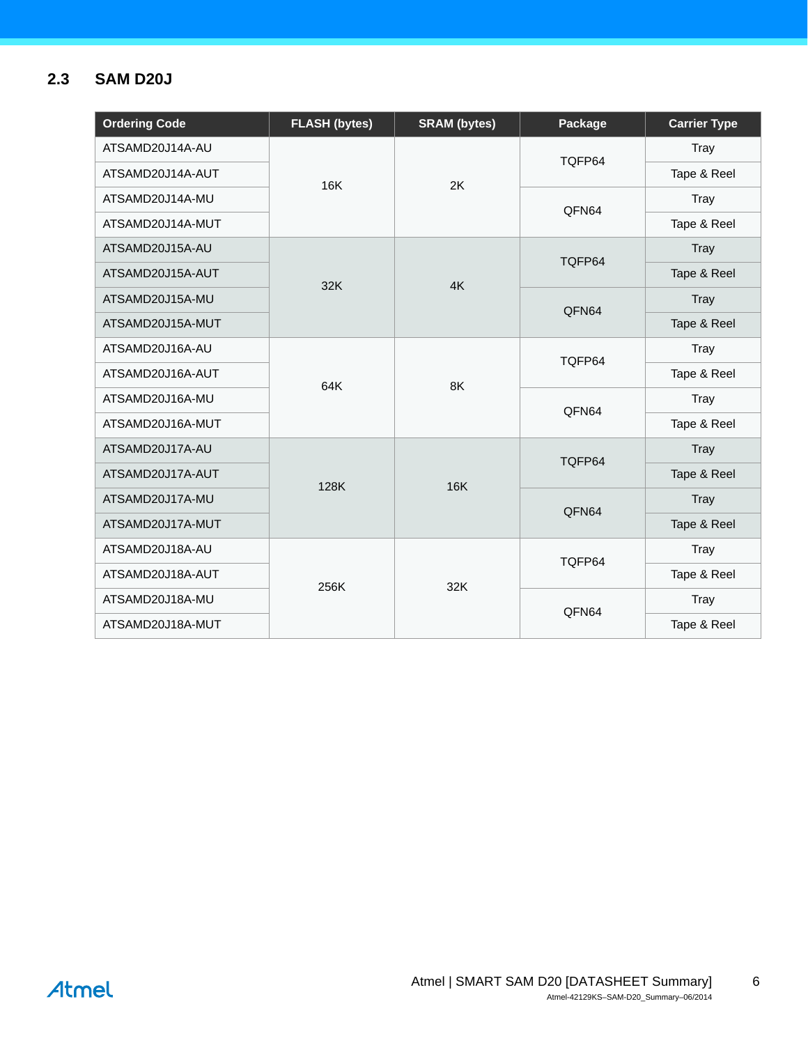## 2.3 SAM D20J

| Ordering Code | FLASH (bytes) | SRAM (bytes) | Package | Carrier Type |
|---|---|---|---|---|
| ATSAMD20J14A-AU | 16K | 2K | TQFP64 | Tray |
| ATSAMD20J14A-AUT | | | | Tape & Reel |
| ATSAMD20J14A-MU | | | QFN64 | Tray |
| ATSAMD20J14A-MUT | | | | Tape & Reel |
| ATSAMD20J15A-AU | 32K | 4K | TQFP64 | Tray |
| ATSAMD20J15A-AUT | | | | Tape & Reel |
| ATSAMD20J15A-MU | | | QFN64 | Tray |
| ATSAMD20J15A-MUT | | | | Tape & Reel |
| ATSAMD20J16A-AU | 64K | 8K | TQFP64 | Tray |
| ATSAMD20J16A-AUT | | | | Tape & Reel |
| ATSAMD20J16A-MU | | | QFN64 | Tray |
| ATSAMD20J16A-MUT | | | | Tape & Reel |
| ATSAMD20J17A-AU | 128K | 16K | TQFP64 | Tray |
| ATSAMD20J17A-AUT | | | | Tape & Reel |
| ATSAMD20J17A-MU | | | QFN64 | Tray |
| ATSAMD20J17A-MUT | | | | Tape & Reel |
| ATSAMD20J18A-AU | 256K | 32K | TQFP64 | Tray |
| ATSAMD20J18A-AUT | | | | Tape & Reel |
| ATSAMD20J18A-MU | | | QFN64 | Tray |
| ATSAMD20J18A-MUT | | | | Tape & Reel |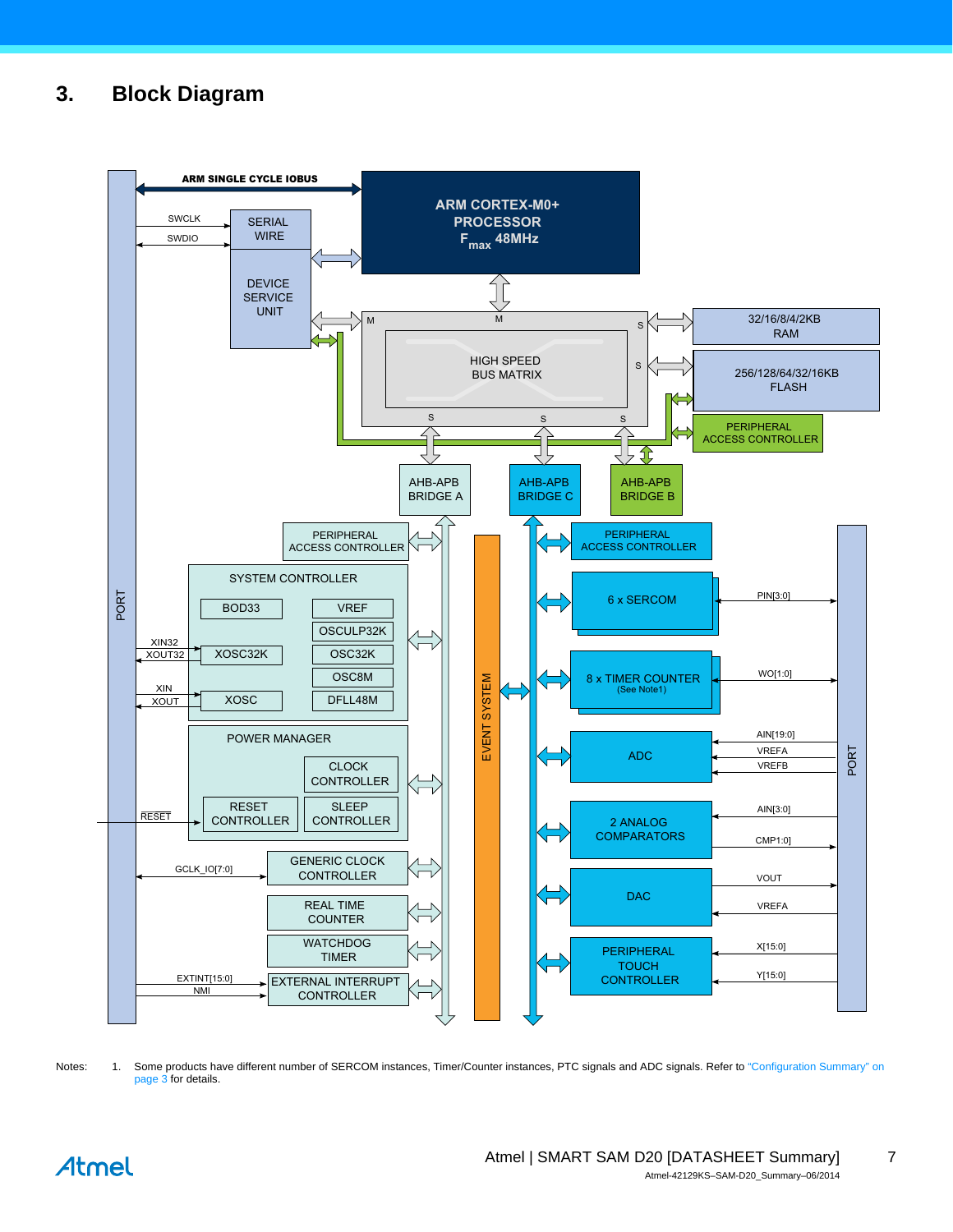# 3. Block Diagram

Notes: 1. Some products have different number of SERCOM instances, Timer/Counter instances, PTC signals and ADC signals. Refer to "Configuration Summary" on page 3 for details.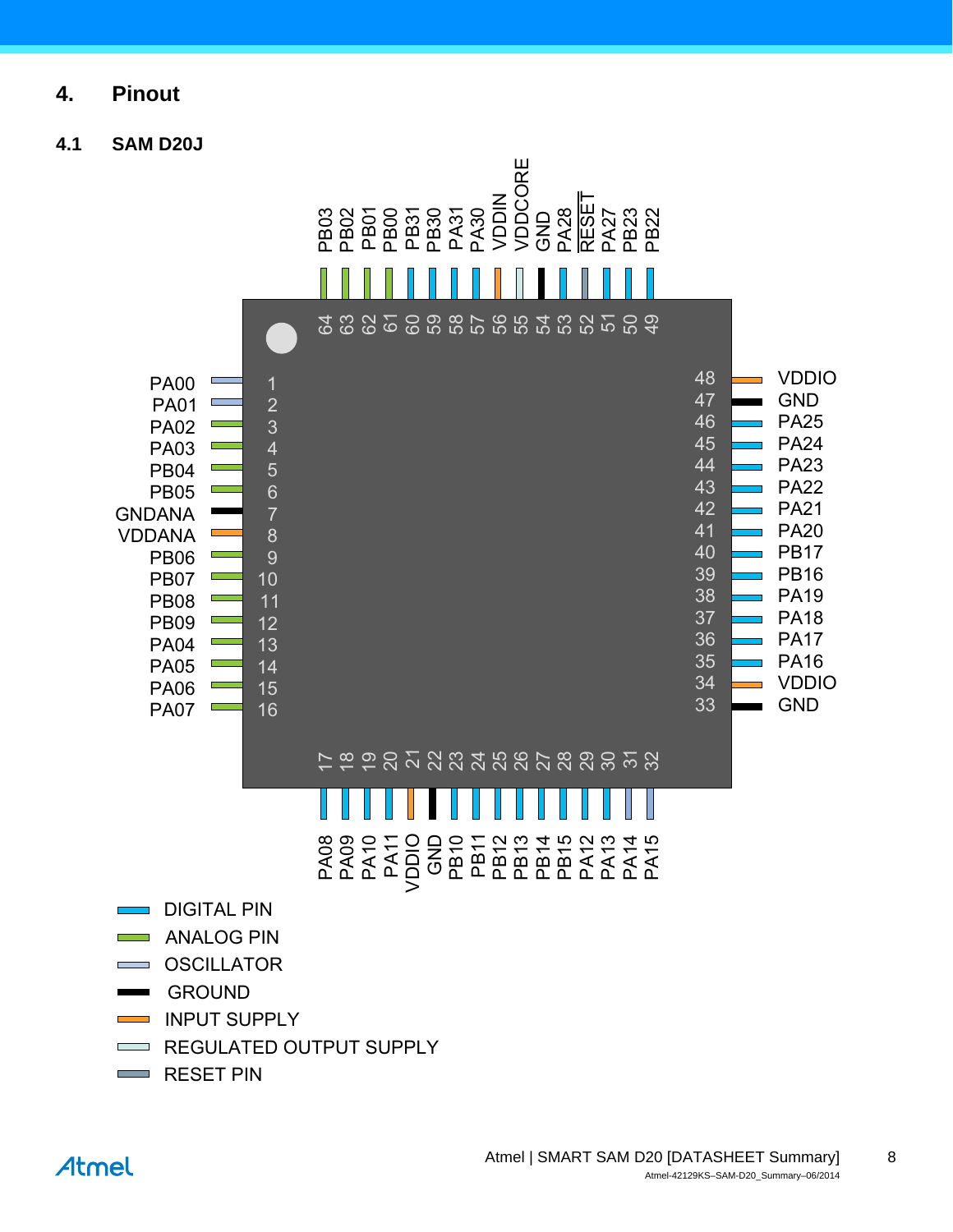# 4. Pinout

## 4.1 SAM D20J

| Pin | Name | Type |
|---|---|---|
| 1 | PA00 | Oscillator |
| 2 | PA01 | Oscillator |
| 3 | PA02 | Analog pin |
| 4 | PA03 | Analog pin |
| 5 | PB04 | Analog pin |
| 6 | PB05 | Analog pin |
| 7 | GNDANA | Ground |
| 8 | VDDANA | Input supply |
| 9 | PB06 | Analog pin |
| 10 | PB07 | Analog pin |
| 11 | PB08 | Analog pin |
| 12 | PB09 | Analog pin |
| 13 | PA04 | Analog pin |
| 14 | PA05 | Analog pin |
| 15 | PA06 | Analog pin |
| 16 | PA07 | Analog pin |
| 17 | PA08 | Digital pin |
| 18 | PA09 | Digital pin |
| 19 | PA10 | Digital pin |
| 20 | PA11 | Digital pin |
| 21 | VDDIO | Input supply |
| 22 | GND | Ground |
| 23 | PB10 | Digital pin |
| 24 | PB11 | Digital pin |
| 25 | PB12 | Digital pin |
| 26 | PB13 | Digital pin |
| 27 | PB14 | Digital pin |
| 28 | PB15 | Digital pin |
| 29 | PA12 | Digital pin |
| 30 | PA13 | Digital pin |
| 31 | PA14 | Oscillator |
| 32 | PA15 | Oscillator |
| 33 | GND | Ground |
| 34 | VDDIO | Input supply |
| 35 | PA16 | Digital pin |
| 36 | PA17 | Digital pin |
| 37 | PA18 | Digital pin |
| 38 | PA19 | Digital pin |
| 39 | PB16 | Digital pin |
| 40 | PB17 | Digital pin |
| 41 | PA20 | Digital pin |
| 42 | PA21 | Digital pin |
| 43 | PA22 | Digital pin |
| 44 | PA23 | Digital pin |
| 45 | PA24 | Digital pin |
| 46 | PA25 | Digital pin |
| 47 | GND | Ground |
| 48 | VDDIO | Input supply |
| 49 | PB22 | Digital pin |
| 50 | PB23 | Digital pin |
| 51 | PA27 | Digital pin |
| 52 | $\overline{RESET}$ | Reset pin |
| 53 | PA28 | Digital pin |
| 54 | GND | Ground |
| 55 | VDDCORE | Regulated output supply |
| 56 | VDDIN | Input supply |
| 57 | PA30 | Digital pin |
| 58 | PA31 | Digital pin |
| 59 | PB30 | Digital pin |
| 60 | PB31 | Digital pin |
| 61 | PB00 | Analog pin |
| 62 | PB01 | Analog pin |
| 63 | PB02 | Analog pin |
| 64 | PB03 | Analog pin |

Legend:

- DIGITAL PIN
- ANALOG PIN
- OSCILLATOR
- GROUND
- INPUT SUPPLY
- REGULATED OUTPUT SUPPLY
- RESET PIN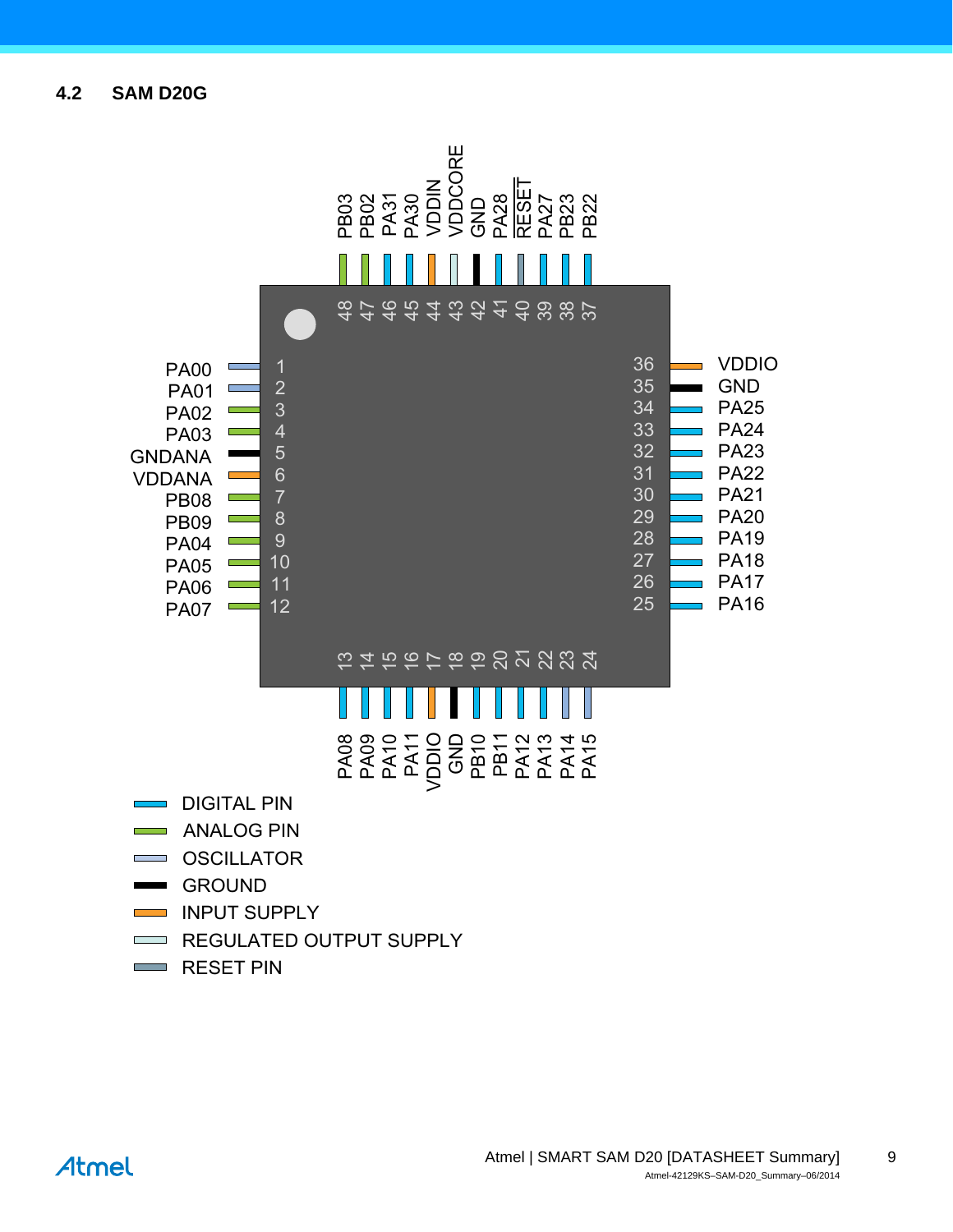### 4.2 SAM D20G

| Pin | Name | Type |
|---|---|---|
| 1 | PA00 | OSCILLATOR |
| 2 | PA01 | OSCILLATOR |
| 3 | PA02 | ANALOG PIN |
| 4 | PA03 | ANALOG PIN |
| 5 | GNDANA | GROUND |
| 6 | VDDANA | INPUT SUPPLY |
| 7 | PB08 | ANALOG PIN |
| 8 | PB09 | ANALOG PIN |
| 9 | PA04 | ANALOG PIN |
| 10 | PA05 | ANALOG PIN |
| 11 | PA06 | ANALOG PIN |
| 12 | PA07 | ANALOG PIN |
| 13 | PA08 | DIGITAL PIN |
| 14 | PA09 | DIGITAL PIN |
| 15 | PA10 | DIGITAL PIN |
| 16 | PA11 | DIGITAL PIN |
| 17 | VDDIO | INPUT SUPPLY |
| 18 | GND | GROUND |
| 19 | PB10 | DIGITAL PIN |
| 20 | PB11 | DIGITAL PIN |
| 21 | PA12 | DIGITAL PIN |
| 22 | PA13 | DIGITAL PIN |
| 23 | PA14 | OSCILLATOR |
| 24 | PA15 | OSCILLATOR |
| 25 | PA16 | DIGITAL PIN |
| 26 | PA17 | DIGITAL PIN |
| 27 | PA18 | DIGITAL PIN |
| 28 | PA19 | DIGITAL PIN |
| 29 | PA20 | DIGITAL PIN |
| 30 | PA21 | DIGITAL PIN |
| 31 | PA22 | DIGITAL PIN |
| 32 | PA23 | DIGITAL PIN |
| 33 | PA24 | DIGITAL PIN |
| 34 | PA25 | DIGITAL PIN |
| 35 | GND | GROUND |
| 36 | VDDIO | INPUT SUPPLY |
| 37 | PB22 | DIGITAL PIN |
| 38 | PB23 | DIGITAL PIN |
| 39 | PA27 | DIGITAL PIN |
| 40 | RESET | RESET PIN |
| 41 | PA28 | DIGITAL PIN |
| 42 | GND | GROUND |
| 43 | VDDCORE | REGULATED OUTPUT SUPPLY |
| 44 | VDDIN | INPUT SUPPLY |
| 45 | PA30 | DIGITAL PIN |
| 46 | PA31 | DIGITAL PIN |
| 47 | PB02 | ANALOG PIN |
| 48 | PB03 | ANALOG PIN |

- DIGITAL PIN
- ANALOG PIN
- OSCILLATOR
- GROUND
- INPUT SUPPLY
- REGULATED OUTPUT SUPPLY
- RESET PIN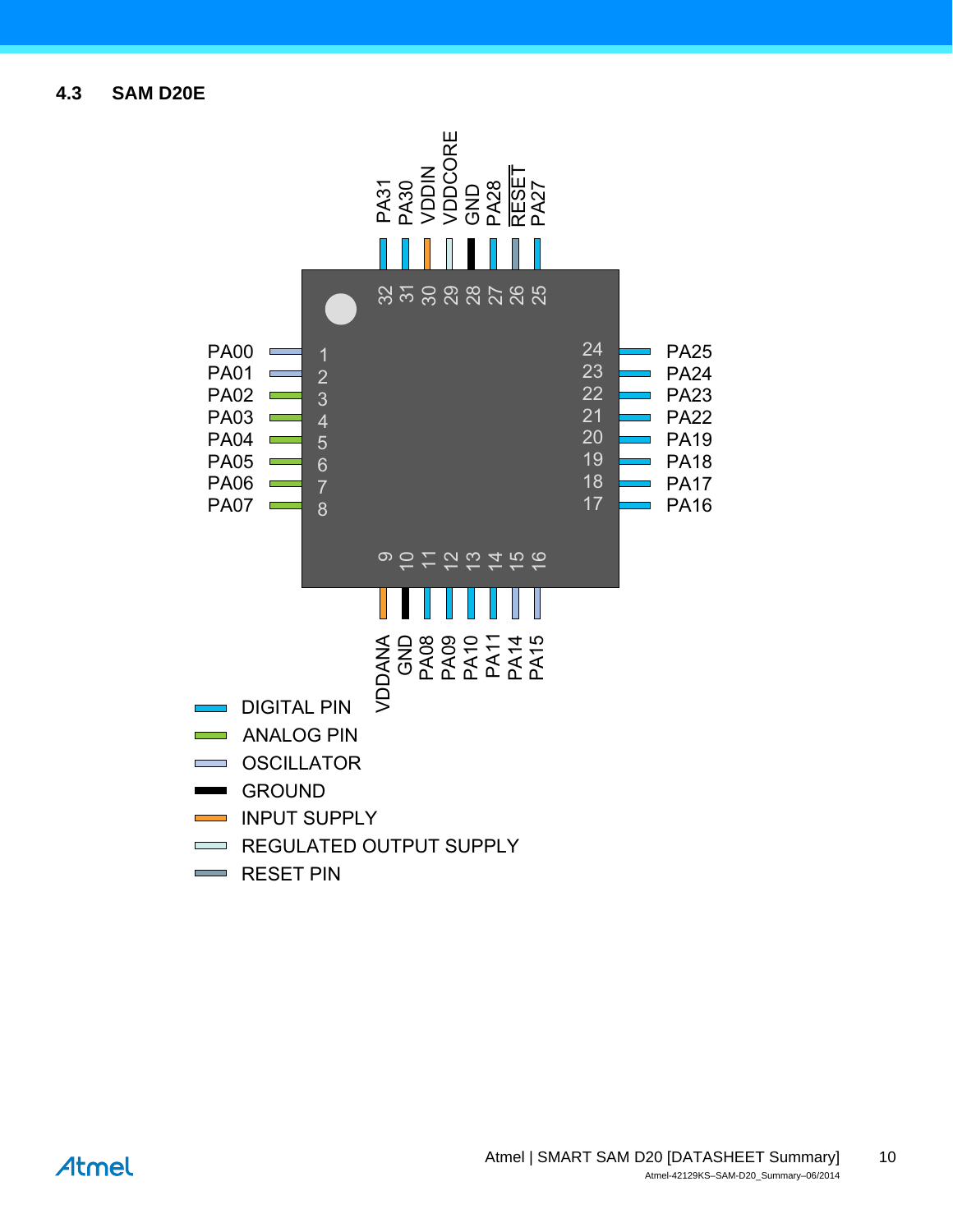## 4.3 SAM D20E

| Pin | Signal | Type |
|---|---|---|
| 1 | PA00 | OSCILLATOR |
| 2 | PA01 | OSCILLATOR |
| 3 | PA02 | ANALOG PIN |
| 4 | PA03 | ANALOG PIN |
| 5 | PA04 | ANALOG PIN |
| 6 | PA05 | ANALOG PIN |
| 7 | PA06 | ANALOG PIN |
| 8 | PA07 | ANALOG PIN |
| 9 | VDDANA | INPUT SUPPLY |
| 10 | GND | GROUND |
| 11 | PA08 | DIGITAL PIN |
| 12 | PA09 | DIGITAL PIN |
| 13 | PA10 | DIGITAL PIN |
| 14 | PA11 | DIGITAL PIN |
| 15 | PA14 | OSCILLATOR |
| 16 | PA15 | OSCILLATOR |
| 17 | PA16 | DIGITAL PIN |
| 18 | PA17 | DIGITAL PIN |
| 19 | PA18 | DIGITAL PIN |
| 20 | PA19 | DIGITAL PIN |
| 21 | PA22 | DIGITAL PIN |
| 22 | PA23 | DIGITAL PIN |
| 23 | PA24 | DIGITAL PIN |
| 24 | PA25 | DIGITAL PIN |
| 25 | PA27 | DIGITAL PIN |
| 26 | RESET | RESET PIN |
| 27 | PA28 | DIGITAL PIN |
| 28 | GND | GROUND |
| 29 | VDDCORE | REGULATED OUTPUT SUPPLY |
| 30 | VDDIN | INPUT SUPPLY |
| 31 | PA30 | DIGITAL PIN |
| 32 | PA31 | DIGITAL PIN |

Legend:
- DIGITAL PIN
- ANALOG PIN
- OSCILLATOR
- GROUND
- INPUT SUPPLY
- REGULATED OUTPUT SUPPLY
- RESET PIN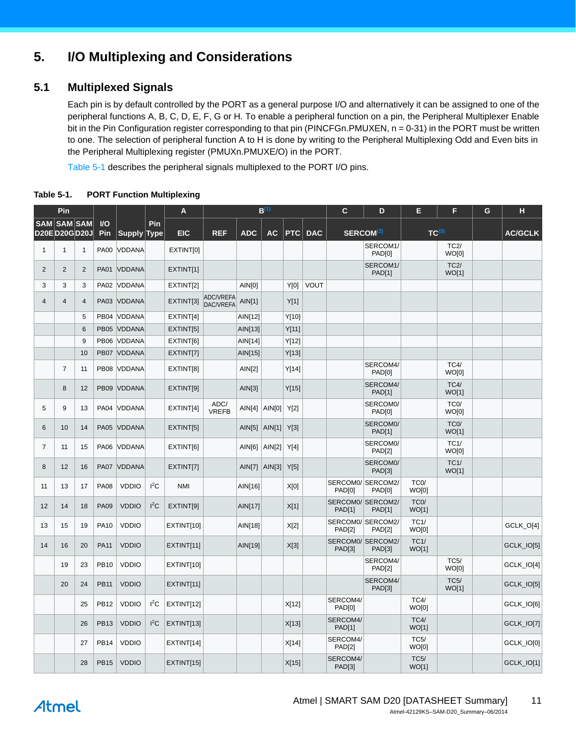# 5. I/O Multiplexing and Considerations

## 5.1 Multiplexed Signals

Each pin is by default controlled by the PORT as a general purpose I/O and alternatively it can be assigned to one of the peripheral functions A, B, C, D, E, F, G or H. To enable a peripheral function on a pin, the Peripheral Multiplexer Enable bit in the Pin Configuration register corresponding to that pin (PINCFGn.PMUXEN, n = 0-31) in the PORT must be written to one. The selection of peripheral function A to H is done by writing to the Peripheral Multiplexing Odd and Even bits in the Peripheral Multiplexing register (PMUXn.PMUXE/O) in the PORT.

Table 5-1 describes the peripheral signals multiplexed to the PORT I/O pins.

**Table 5-1. PORT Function Multiplexing**

| Pin | | | | | | A | B[1] | | | | | C | D | E | F | G | H |
|---|---|---|---|---|---|---|---|---|---|---|---|---|---|---|---|---|---|
| SAM D20E | SAM D20G | SAM D20J | I/O Pin | Supply | Pin Type | EIC | REF | ADC | AC | PTC | DAC | SERCOM[2] | | TC[3] | | | AC/GCLK |
| 1 | 1 | 1 | PA00 | VDDANA | | EXTINT[0] | | | | | | | SERCOM1/ PAD[0] | | TC2/ WO[0] | | |
| 2 | 2 | 2 | PA01 | VDDANA | | EXTINT[1] | | | | | | | SERCOM1/ PAD[1] | | TC2/ WO[1] | | |
| 3 | 3 | 3 | PA02 | VDDANA | | EXTINT[2] | | AIN[0] | | Y[0] | VOUT | | | | | | |
| 4 | 4 | 4 | PA03 | VDDANA | | EXTINT[3] | ADC/VREFA DAC/VREFA | AIN[1] | | Y[1] | | | | | | | |
| | | 5 | PB04 | VDDANA | | EXTINT[4] | | AIN[12] | | Y[10] | | | | | | | |
| | | 6 | PB05 | VDDANA | | EXTINT[5] | | AIN[13] | | Y[11] | | | | | | | |
| | | 9 | PB06 | VDDANA | | EXTINT[6] | | AIN[14] | | Y[12] | | | | | | | |
| | | 10 | PB07 | VDDANA | | EXTINT[7] | | AIN[15] | | Y[13] | | | | | | | |
| | 7 | 11 | PB08 | VDDANA | | EXTINT[8] | | AIN[2] | | Y[14] | | | SERCOM4/ PAD[0] | | TC4/ WO[0] | | |
| | 8 | 12 | PB09 | VDDANA | | EXTINT[9] | | AIN[3] | | Y[15] | | | SERCOM4/ PAD[1] | | TC4/ WO[1] | | |
| 5 | 9 | 13 | PA04 | VDDANA | | EXTINT[4] | ADC/ VREFB | AIN[4] | AIN[0] | Y[2] | | | SERCOM0/ PAD[0] | | TC0/ WO[0] | | |
| 6 | 10 | 14 | PA05 | VDDANA | | EXTINT[5] | | AIN[5] | AIN[1] | Y[3] | | | SERCOM0/ PAD[1] | | TC0/ WO[1] | | |
| 7 | 11 | 15 | PA06 | VDDANA | | EXTINT[6] | | AIN[6] | AIN[2] | Y[4] | | | SERCOM0/ PAD[2] | | TC1/ WO[0] | | |
| 8 | 12 | 16 | PA07 | VDDANA | | EXTINT[7] | | AIN[7] | AIN[3] | Y[5] | | | SERCOM0/ PAD[3] | | TC1/ WO[1] | | |
| 11 | 13 | 17 | PA08 | VDDIO | I²C | NMI | | AIN[16] | | X[0] | | SERCOM0/ PAD[0] | SERCOM2/ PAD[0] | TC0/ WO[0] | | | |
| 12 | 14 | 18 | PA09 | VDDIO | I²C | EXTINT[9] | | AIN[17] | | X[1] | | SERCOM0/ PAD[1] | SERCOM2/ PAD[1] | TC0/ WO[1] | | | |
| 13 | 15 | 19 | PA10 | VDDIO | | EXTINT[10] | | AIN[18] | | X[2] | | SERCOM0/ PAD[2] | SERCOM2/ PAD[2] | TC1/ WO[0] | | | GCLK_O[4] |
| 14 | 16 | 20 | PA11 | VDDIO | | EXTINT[11] | | AIN[19] | | X[3] | | SERCOM0/ PAD[3] | SERCOM2/ PAD[3] | TC1/ WO[1] | | | GCLK_IO[5] |
| | 19 | 23 | PB10 | VDDIO | | EXTINT[10] | | | | | | | SERCOM4/ PAD[2] | | TC5/ WO[0] | | GCLK_IO[4] |
| | 20 | 24 | PB11 | VDDIO | | EXTINT[11] | | | | | | | SERCOM4/ PAD[3] | | TC5/ WO[1] | | GCLK_IO[5] |
| | | 25 | PB12 | VDDIO | I²C | EXTINT[12] | | | | X[12] | | SERCOM4/ PAD[0] | | TC4/ WO[0] | | | GCLK_IO[6] |
| | | 26 | PB13 | VDDIO | I²C | EXTINT[13] | | | | X[13] | | SERCOM4/ PAD[1] | | TC4/ WO[1] | | | GCLK_IO[7] |
| | | 27 | PB14 | VDDIO | | EXTINT[14] | | | | X[14] | | SERCOM4/ PAD[2] | | TC5/ WO[0] | | | GCLK_IO[0] |
| | | 28 | PB15 | VDDIO | | EXTINT[15] | | | | X[15] | | SERCOM4/ PAD[3] | | TC5/ WO[1] | | | GCLK_IO[1] |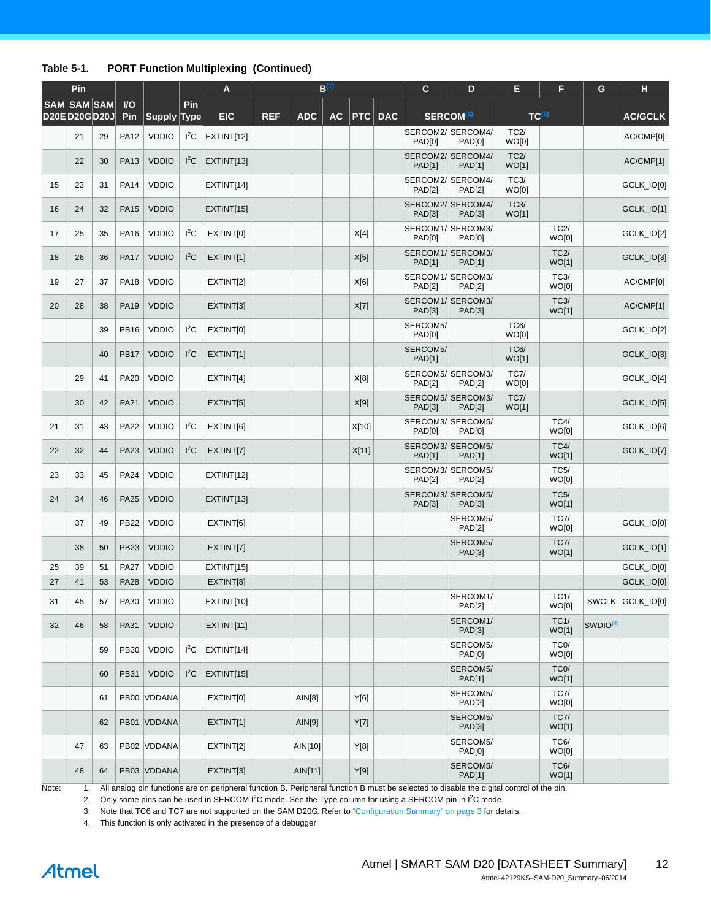**Table 5-1. PORT Function Multiplexing (Continued)**

| Pin | | | I/O Pin | Supply | Pin Type | A | B[1] | | | | | C | D | E | F | G | H |
|---|---|---|---|---|---|---|---|---|---|---|---|---|---|---|---|---|---|
| SAM D20E | SAM D20G | SAM D20J | | | | EIC | REF | ADC | AC | PTC | DAC | SERCOM[2] | SERCOM[2] | TC[3] | TC[3] | | AC/GCLK |
| | 21 | 29 | PA12 | VDDIO | $I^2C$ | EXTINT[12] | | | | | | SERCOM2/ PAD[0] | SERCOM4/ PAD[0] | TC2/ WO[0] | | | AC/CMP[0] |
| | 22 | 30 | PA13 | VDDIO | $I^2C$ | EXTINT[13] | | | | | | SERCOM2/ PAD[1] | SERCOM4/ PAD[1] | TC2/ WO[1] | | | AC/CMP[1] |
| 15 | 23 | 31 | PA14 | VDDIO | | EXTINT[14] | | | | | | SERCOM2/ PAD[2] | SERCOM4/ PAD[2] | TC3/ WO[0] | | | GCLK_IO[0] |
| 16 | 24 | 32 | PA15 | VDDIO | | EXTINT[15] | | | | | | SERCOM2/ PAD[3] | SERCOM4/ PAD[3] | TC3/ WO[1] | | | GCLK_IO[1] |
| 17 | 25 | 35 | PA16 | VDDIO | $I^2C$ | EXTINT[0] | | | | X[4] | | SERCOM1/ PAD[0] | SERCOM3/ PAD[0] | | TC2/ WO[0] | | GCLK_IO[2] |
| 18 | 26 | 36 | PA17 | VDDIO | $I^2C$ | EXTINT[1] | | | | X[5] | | SERCOM1/ PAD[1] | SERCOM3/ PAD[1] | | TC2/ WO[1] | | GCLK_IO[3] |
| 19 | 27 | 37 | PA18 | VDDIO | | EXTINT[2] | | | | X[6] | | SERCOM1/ PAD[2] | SERCOM3/ PAD[2] | | TC3/ WO[0] | | AC/CMP[0] |
| 20 | 28 | 38 | PA19 | VDDIO | | EXTINT[3] | | | | X[7] | | SERCOM1/ PAD[3] | SERCOM3/ PAD[3] | | TC3/ WO[1] | | AC/CMP[1] |
| | | 39 | PB16 | VDDIO | $I^2C$ | EXTINT[0] | | | | | | SERCOM5/ PAD[0] | | TC6/ WO[0] | | | GCLK_IO[2] |
| | | 40 | PB17 | VDDIO | $I^2C$ | EXTINT[1] | | | | | | SERCOM5/ PAD[1] | | TC6/ WO[1] | | | GCLK_IO[3] |
| | 29 | 41 | PA20 | VDDIO | | EXTINT[4] | | | | X[8] | | SERCOM5/ PAD[2] | SERCOM3/ PAD[2] | TC7/ WO[0] | | | GCLK_IO[4] |
| | 30 | 42 | PA21 | VDDIO | | EXTINT[5] | | | | X[9] | | SERCOM5/ PAD[3] | SERCOM3/ PAD[3] | TC7/ WO[1] | | | GCLK_IO[5] |
| 21 | 31 | 43 | PA22 | VDDIO | $I^2C$ | EXTINT[6] | | | | X[10] | | SERCOM3/ PAD[0] | SERCOM5/ PAD[0] | | TC4/ WO[0] | | GCLK_IO[6] |
| 22 | 32 | 44 | PA23 | VDDIO | $I^2C$ | EXTINT[7] | | | | X[11] | | SERCOM3/ PAD[1] | SERCOM5/ PAD[1] | | TC4/ WO[1] | | GCLK_IO[7] |
| 23 | 33 | 45 | PA24 | VDDIO | | EXTINT[12] | | | | | | SERCOM3/ PAD[2] | SERCOM5/ PAD[2] | | TC5/ WO[0] | | |
| 24 | 34 | 46 | PA25 | VDDIO | | EXTINT[13] | | | | | | SERCOM3/ PAD[3] | SERCOM5/ PAD[3] | | TC5/ WO[1] | | |
| | 37 | 49 | PB22 | VDDIO | | EXTINT[6] | | | | | | | SERCOM5/ PAD[2] | | TC7/ WO[0] | | GCLK_IO[0] |
| | 38 | 50 | PB23 | VDDIO | | EXTINT[7] | | | | | | | SERCOM5/ PAD[3] | | TC7/ WO[1] | | GCLK_IO[1] |
| 25 | 39 | 51 | PA27 | VDDIO | | EXTINT[15] | | | | | | | | | | | GCLK_IO[0] |
| 27 | 41 | 53 | PA28 | VDDIO | | EXTINT[8] | | | | | | | | | | | GCLK_IO[0] |
| 31 | 45 | 57 | PA30 | VDDIO | | EXTINT[10] | | | | | | | SERCOM1/ PAD[2] | | TC1/ WO[0] | SWCLK | GCLK_IO[0] |
| 32 | 46 | 58 | PA31 | VDDIO | | EXTINT[11] | | | | | | | SERCOM1/ PAD[3] | | TC1/ WO[1] | SWDIO[4] | |
| | | 59 | PB30 | VDDIO | $I^2C$ | EXTINT[14] | | | | | | | SERCOM5/ PAD[0] | | TC0/ WO[0] | | |
| | | 60 | PB31 | VDDIO | $I^2C$ | EXTINT[15] | | | | | | | SERCOM5/ PAD[1] | | TC0/ WO[1] | | |
| | | 61 | PB00 | VDDANA | | EXTINT[0] | | AIN[8] | | Y[6] | | | SERCOM5/ PAD[2] | | TC7/ WO[0] | | |
| | | 62 | PB01 | VDDANA | | EXTINT[1] | | AIN[9] | | Y[7] | | | SERCOM5/ PAD[3] | | TC7/ WO[1] | | |
| | 47 | 63 | PB02 | VDDANA | | EXTINT[2] | | AIN[10] | | Y[8] | | | SERCOM5/ PAD[0] | | TC6/ WO[0] | | |
| | 48 | 64 | PB03 | VDDANA | | EXTINT[3] | | AIN[11] | | Y[9] | | | SERCOM5/ PAD[1] | | TC6/ WO[1] | | |

Note:
1. All analog pin functions are on peripheral function B. Peripheral function B must be selected to disable the digital control of the pin.
2. Only some pins can be used in SERCOM $I^2C$ mode. See the Type column for using a SERCOM pin in $I^2C$ mode.
3. Note that TC6 and TC7 are not supported on the SAM D20G. Refer to "Configuration Summary" on page 3 for details.
4. This function is only activated in the presence of a debugger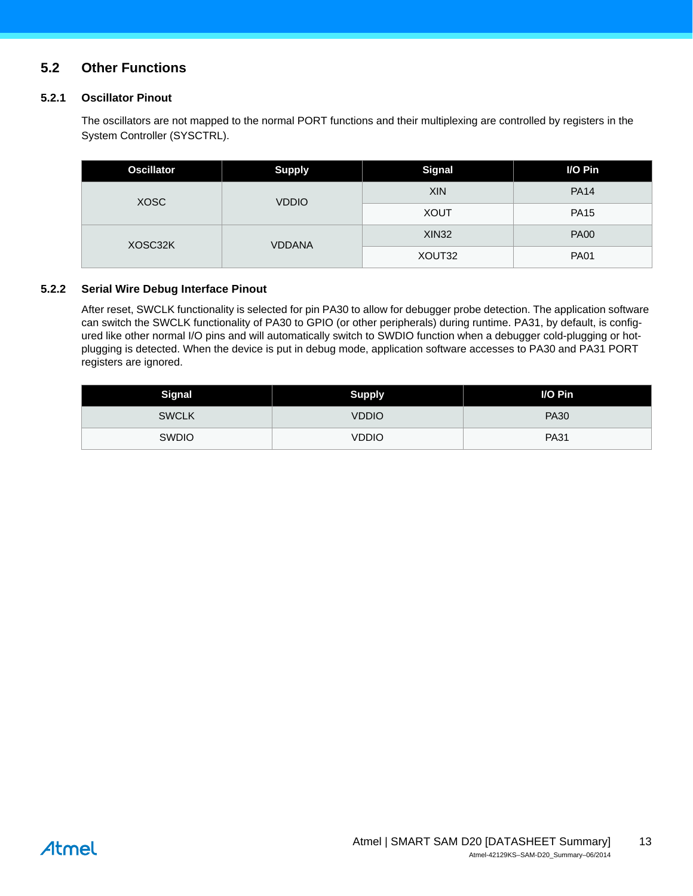## 5.2 Other Functions

### 5.2.1 Oscillator Pinout

The oscillators are not mapped to the normal PORT functions and their multiplexing are controlled by registers in the System Controller (SYSCTRL).

| Oscillator | Supply | Signal | I/O Pin |
|---|---|---|---|
| XOSC | VDDIO | XIN | PA14 |
| | | XOUT | PA15 |
| XOSC32K | VDDANA | XIN32 | PA00 |
| | | XOUT32 | PA01 |

### 5.2.2 Serial Wire Debug Interface Pinout

After reset, SWCLK functionality is selected for pin PA30 to allow for debugger probe detection. The application software can switch the SWCLK functionality of PA30 to GPIO (or other peripherals) during runtime. PA31, by default, is configured like other normal I/O pins and will automatically switch to SWDIO function when a debugger cold-plugging or hot-plugging is detected. When the device is put in debug mode, application software accesses to PA30 and PA31 PORT registers are ignored.

| Signal | Supply | I/O Pin |
|---|---|---|
| SWCLK | VDDIO | PA30 |
| SWDIO | VDDIO | PA31 |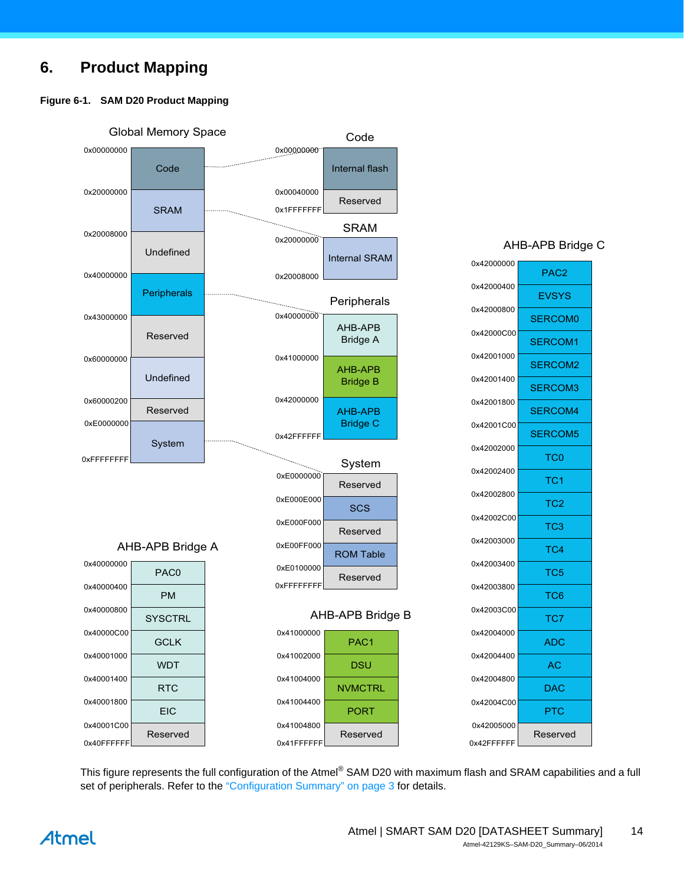# 6. Product Mapping

**Figure 6-1. SAM D20 Product Mapping**

**Global Memory Space**

| Address | Region |
|---|---|
| 0x00000000 | Code |
| 0x20000000 | SRAM |
| 0x20008000 | Undefined |
| 0x40000000 | Peripherals |
| 0x43000000 | Reserved |
| 0x60000000 | Undefined |
| 0x60000200 | Reserved |
| 0xE0000000 | System |
| 0xFFFFFFFF | |

**Code**

| Address | Region |
|---|---|
| 0x00000000 | Internal flash |
| 0x00040000 | Reserved |
| 0x1FFFFFFF | |

**SRAM**

| Address | Region |
|---|---|
| 0x20000000 | Internal SRAM |
| 0x20008000 | |

**Peripherals**

| Address | Region |
|---|---|
| 0x40000000 | AHB-APB Bridge A |
| 0x41000000 | AHB-APB Bridge B |
| 0x42000000 | AHB-APB Bridge C |
| 0x42FFFFFF | |

**System**

| Address | Region |
|---|---|
| 0xE0000000 | Reserved |
| 0xE000E000 | SCS |
| 0xE000F000 | Reserved |
| 0xE00FF000 | ROM Table |
| 0xE0100000 | Reserved |
| 0xFFFFFFFF | |

**AHB-APB Bridge A**

| Address | Peripheral |
|---|---|
| 0x40000000 | PAC0 |
| 0x40000400 | PM |
| 0x40000800 | SYSCTRL |
| 0x40000C00 | GCLK |
| 0x40001000 | WDT |
| 0x40001400 | RTC |
| 0x40001800 | EIC |
| 0x40001C00 | Reserved |
| 0x40FFFFFF | |

**AHB-APB Bridge B**

| Address | Peripheral |
|---|---|
| 0x41000000 | PAC1 |
| 0x41002000 | DSU |
| 0x41004000 | NVMCTRL |
| 0x41004400 | PORT |
| 0x41004800 | Reserved |
| 0x41FFFFFF | |

**AHB-APB Bridge C**

| Address | Peripheral |
|---|---|
| 0x42000000 | PAC2 |
| 0x42000400 | EVSYS |
| 0x42000800 | SERCOM0 |
| 0x42000C00 | SERCOM1 |
| 0x42001000 | SERCOM2 |
| 0x42001400 | SERCOM3 |
| 0x42001800 | SERCOM4 |
| 0x42001C00 | SERCOM5 |
| 0x42002000 | TC0 |
| 0x42002400 | TC1 |
| 0x42002800 | TC2 |
| 0x42002C00 | TC3 |
| 0x42003000 | TC4 |
| 0x42003400 | TC5 |
| 0x42003800 | TC6 |
| 0x42003C00 | TC7 |
| 0x42004000 | ADC |
| 0x42004400 | AC |
| 0x42004800 | DAC |
| 0x42004C00 | PTC |
| 0x42005000 | Reserved |
| 0x42FFFFFF | |

This figure represents the full configuration of the Atmel® SAM D20 with maximum flash and SRAM capabilities and a full set of peripherals. Refer to the "Configuration Summary" on page 3 for details.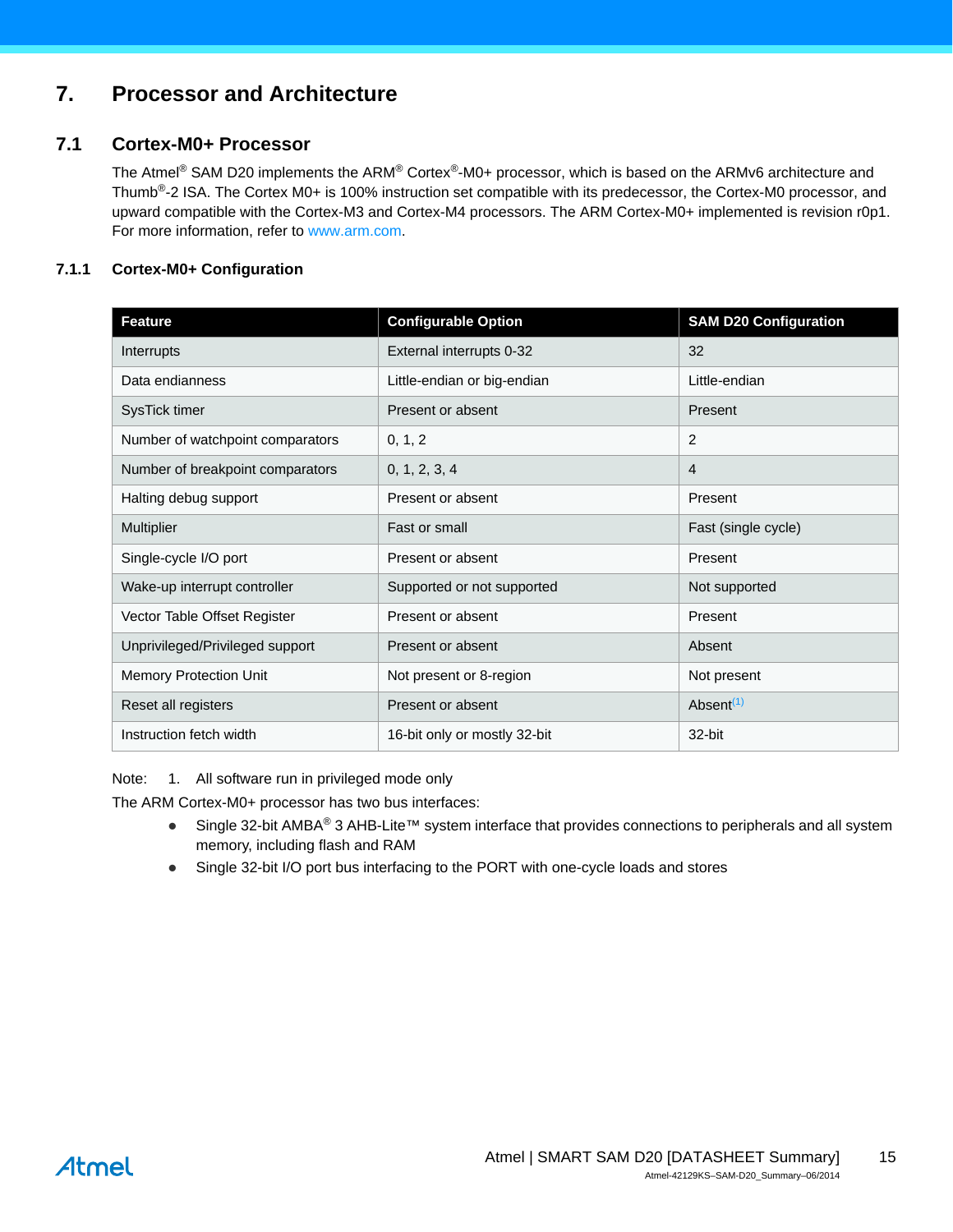# 7. Processor and Architecture

## 7.1 Cortex-M0+ Processor

The Atmel® SAM D20 implements the ARM® Cortex®-M0+ processor, which is based on the ARMv6 architecture and Thumb®-2 ISA. The Cortex M0+ is 100% instruction set compatible with its predecessor, the Cortex-M0 processor, and upward compatible with the Cortex-M3 and Cortex-M4 processors. The ARM Cortex-M0+ implemented is revision r0p1. For more information, refer to www.arm.com.

### 7.1.1 Cortex-M0+ Configuration

| Feature | Configurable Option | SAM D20 Configuration |
|---|---|---|
| Interrupts | External interrupts 0-32 | 32 |
| Data endianness | Little-endian or big-endian | Little-endian |
| SysTick timer | Present or absent | Present |
| Number of watchpoint comparators | 0, 1, 2 | 2 |
| Number of breakpoint comparators | 0, 1, 2, 3, 4 | 4 |
| Halting debug support | Present or absent | Present |
| Multiplier | Fast or small | Fast (single cycle) |
| Single-cycle I/O port | Present or absent | Present |
| Wake-up interrupt controller | Supported or not supported | Not supported |
| Vector Table Offset Register | Present or absent | Present |
| Unprivileged/Privileged support | Present or absent | Absent |
| Memory Protection Unit | Not present or 8-region | Not present |
| Reset all registers | Present or absent | Absent[1] |
| Instruction fetch width | 16-bit only or mostly 32-bit | 32-bit |

Note: 1. All software run in privileged mode only

The ARM Cortex-M0+ processor has two bus interfaces:

- Single 32-bit AMBA® 3 AHB-Lite™ system interface that provides connections to peripherals and all system memory, including flash and RAM
- Single 32-bit I/O port bus interfacing to the PORT with one-cycle loads and stores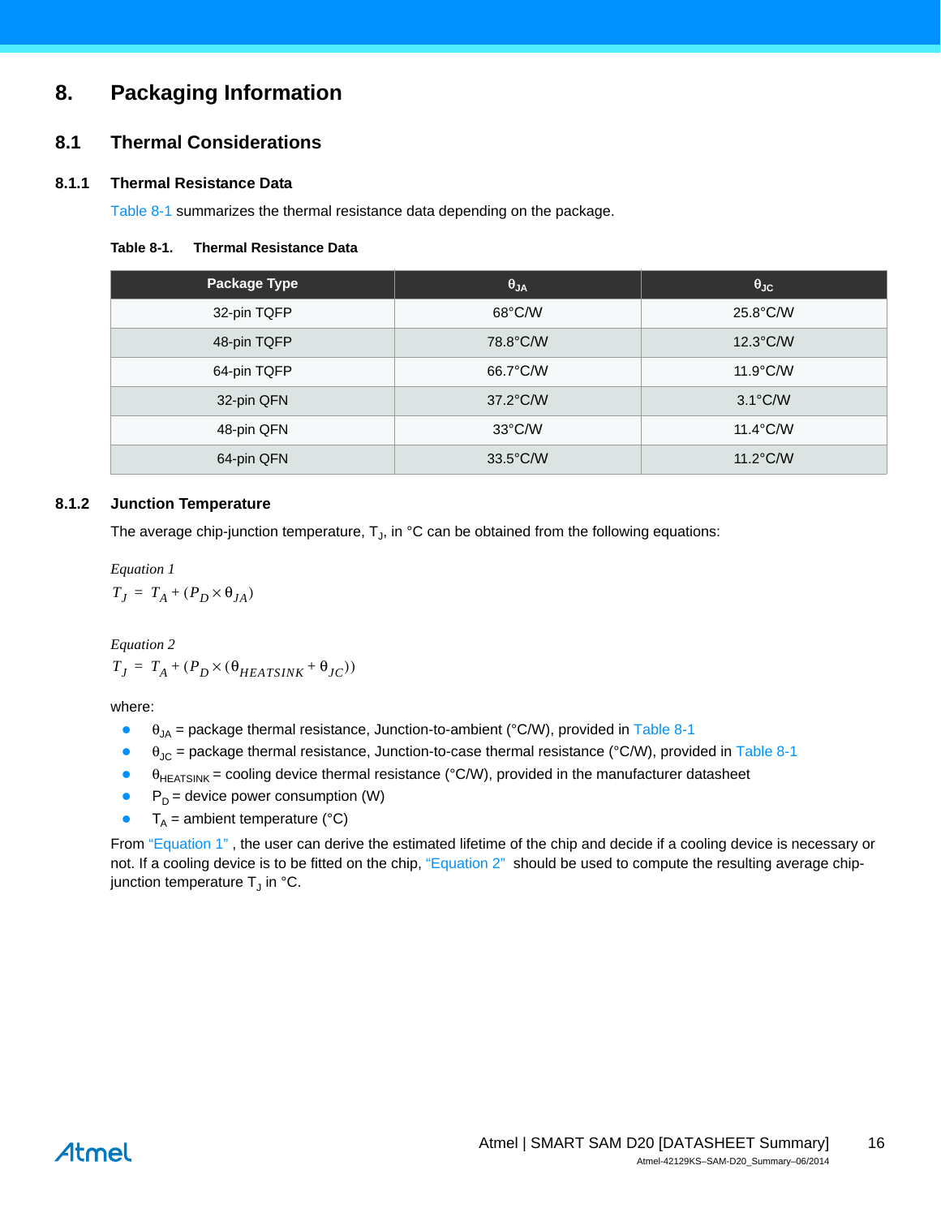# 8. Packaging Information

## 8.1 Thermal Considerations

### 8.1.1 Thermal Resistance Data

Table 8-1 summarizes the thermal resistance data depending on the package.

**Table 8-1. Thermal Resistance Data**

| Package Type | $\theta_{JA}$ | $\theta_{JC}$ |
|---|---|---|
| 32-pin TQFP | 68°C/W | 25.8°C/W |
| 48-pin TQFP | 78.8°C/W | 12.3°C/W |
| 64-pin TQFP | 66.7°C/W | 11.9°C/W |
| 32-pin QFN | 37.2°C/W | 3.1°C/W |
| 48-pin QFN | 33°C/W | 11.4°C/W |
| 64-pin QFN | 33.5°C/W | 11.2°C/W |

### 8.1.2 Junction Temperature

The average chip-junction temperature, $T_J$, in °C can be obtained from the following equations:

*Equation 1*

$$T_J = T_A + (P_D \times \theta_{JA})$$

*Equation 2*

$$T_J = T_A + (P_D \times (\theta_{HEATSINK} + \theta_{JC}))$$

where:

- $\theta_{JA}$ = package thermal resistance, Junction-to-ambient (°C/W), provided in Table 8-1
- $\theta_{JC}$ = package thermal resistance, Junction-to-case thermal resistance (°C/W), provided in Table 8-1
- $\theta_{HEATSINK}$ = cooling device thermal resistance (°C/W), provided in the manufacturer datasheet
- $P_D$ = device power consumption (W)
- $T_A$ = ambient temperature (°C)

From "Equation 1" , the user can derive the estimated lifetime of the chip and decide if a cooling device is necessary or not. If a cooling device is to be fitted on the chip, "Equation 2" should be used to compute the resulting average chip-junction temperature $T_J$ in °C.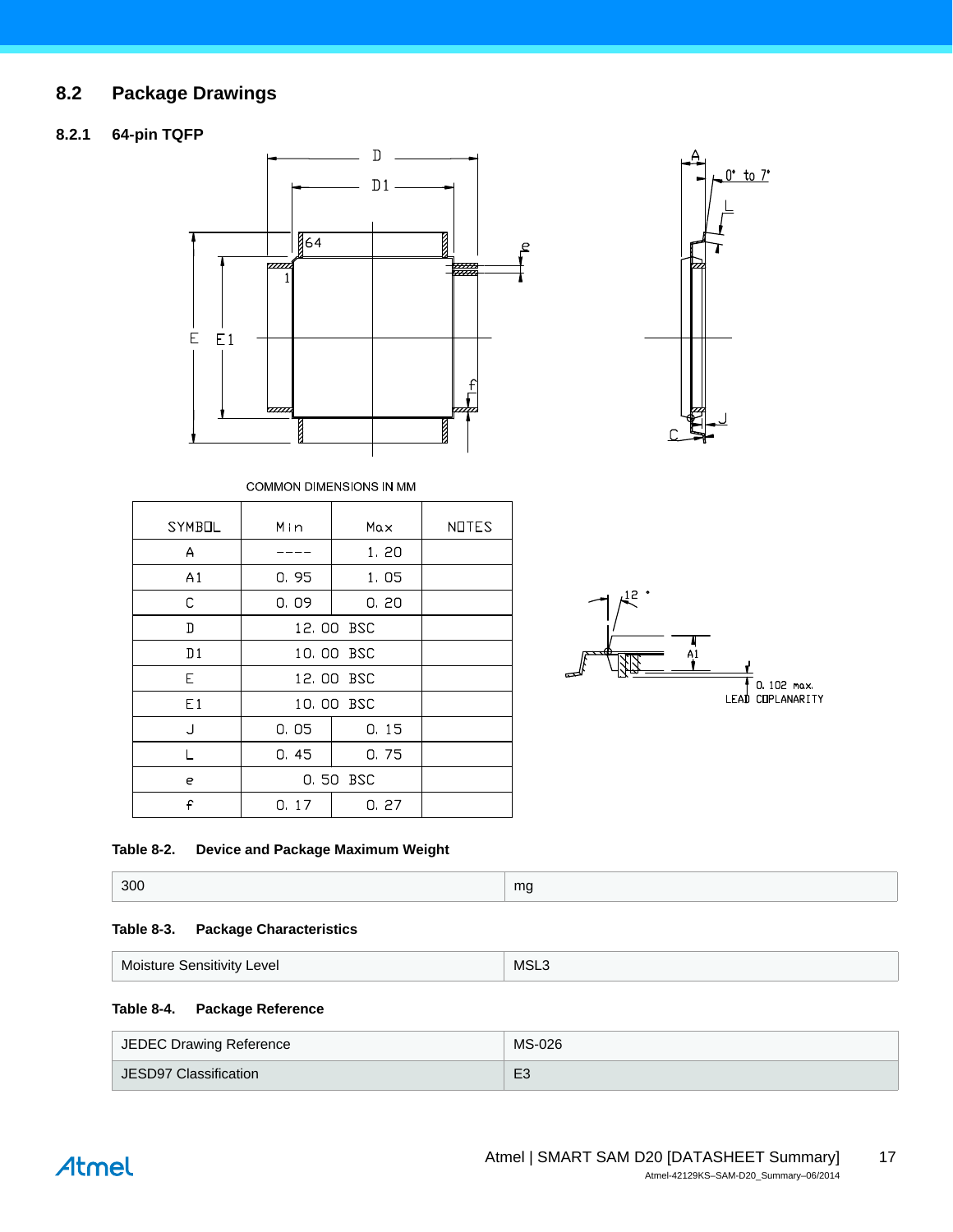## 8.2 Package Drawings

### 8.2.1 64-pin TQFP

COMMON DIMENSIONS IN MM

| SYMBOL | Min | Max | NOTES |
|---|---|---|---|
| A | ---- | 1. 20 | |
| A1 | 0. 95 | 1. 05 | |
| C | 0. 09 | 0. 20 | |
| D | 12. 00 BSC | | |
| D1 | 10. 00 BSC | | |
| E | 12. 00 BSC | | |
| E1 | 10. 00 BSC | | |
| J | 0. 05 | 0. 15 | |
| L | 0. 45 | 0. 75 | |
| e | 0. 50 BSC | | |
| f | 0. 17 | 0. 27 | |

**Table 8-2. Device and Package Maximum Weight**

| 300 | mg |
|---|---|

**Table 8-3. Package Characteristics**

| Moisture Sensitivity Level | MSL3 |
|---|---|

**Table 8-4. Package Reference**

| JEDEC Drawing Reference | MS-026 |
|---|---|
| JESD97 Classification | E3 |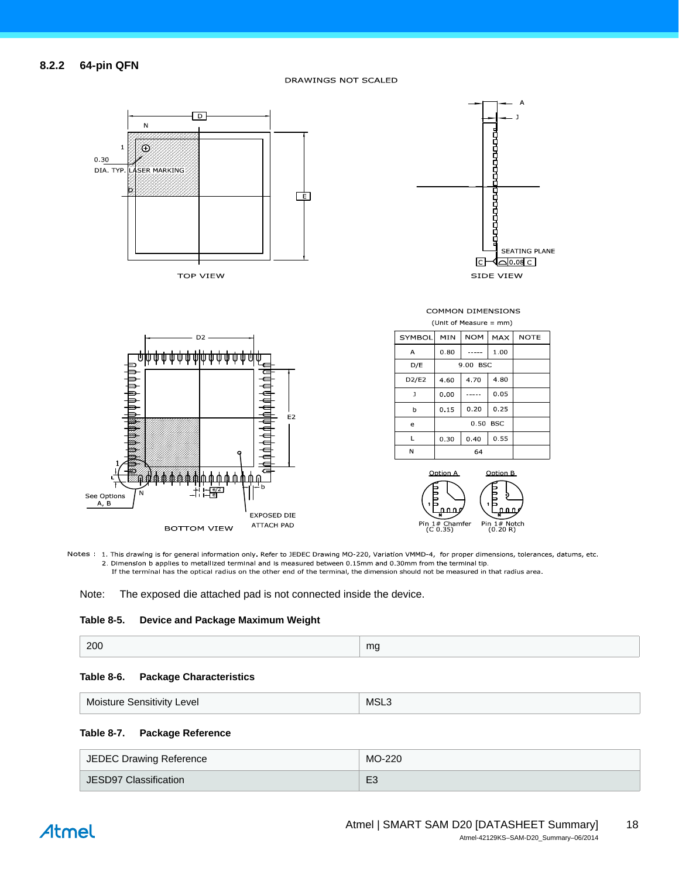### 8.2.2 64-pin QFN

DRAWINGS NOT SCALED

TOP VIEW

SIDE VIEW

BOTTOM VIEW

COMMON DIMENSIONS

(Unit of Measure = mm)

| SYMBOL | MIN | NOM | MAX | NOTE |
|---|---|---|---|---|
| A | 0.80 | ----- | 1.00 | |
| D/E | | 9.00 BSC | | |
| D2/E2 | 4.60 | 4.70 | 4.80 | |
| J | 0.00 | ----- | 0.05 | |
| b | 0.15 | 0.20 | 0.25 | |
| e | | 0.50 BSC | | |
| L | 0.30 | 0.40 | 0.55 | |
| N | | 64 | | |

Option A: Pin 1# Chamfer (C 0.35)

Option B: Pin 1# Notch (0.20 R)

Notes :
1. This drawing is for general information only. Refer to JEDEC Drawing MO-220, Variation VMMD-4, for proper dimensions, tolerances, datums, etc.
2. Dimension b applies to metallized terminal and is measured between 0.15mm and 0.30mm from the terminal tip. If the terminal has the optical radius on the other end of the terminal, the dimension should not be measured in that radius area.

Note: The exposed die attached pad is not connected inside the device.

**Table 8-5. Device and Package Maximum Weight**

| 200 | mg |
|---|---|

**Table 8-6. Package Characteristics**

| Moisture Sensitivity Level | MSL3 |
|---|---|

**Table 8-7. Package Reference**

| JEDEC Drawing Reference | MO-220 |
|---|---|
| JESD97 Classification | E3 |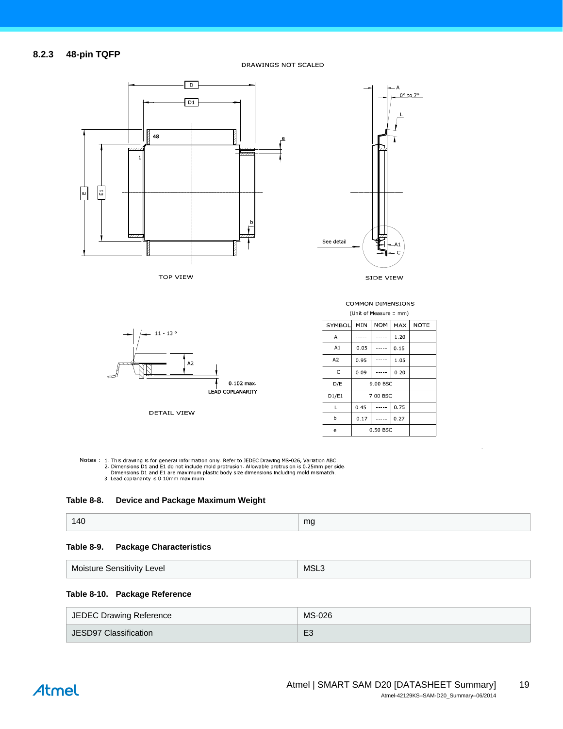### 8.2.3 48-pin TQFP

DRAWINGS NOT SCALED

TOP VIEW

SIDE VIEW

DETAIL VIEW

COMMON DIMENSIONS

(Unit of Measure = mm)

| SYMBOL | MIN | NOM | MAX | NOTE |
|---|---|---|---|---|
| A | ----- | ----- | 1.20 | |
| A1 | 0.05 | ----- | 0.15 | |
| A2 | 0.95 | ----- | 1.05 | |
| C | 0.09 | ----- | 0.20 | |
| D/E | | 9.00 BSC | | |
| D1/E1 | | 7.00 BSC | | |
| L | 0.45 | ----- | 0.75 | |
| b | 0.17 | ----- | 0.27 | |
| e | | 0.50 BSC | | |

Notes :
1. This drawing is for general information only. Refer to JEDEC Drawing MS-026, Variation ABC.
2. Dimensions D1 and E1 do not include mold protrusion. Allowable protrusion is 0.25mm per side. Dimensions D1 and E1 are maximum plastic body size dimensions including mold mismatch.
3. Lead coplanarity is 0.10mm maximum.

**Table 8-8. Device and Package Maximum Weight**

| 140 | mg |
|---|---|

**Table 8-9. Package Characteristics**

| Moisture Sensitivity Level | MSL3 |
|---|---|

**Table 8-10. Package Reference**

| JEDEC Drawing Reference | MS-026 |
|---|---|
| JESD97 Classification | E3 |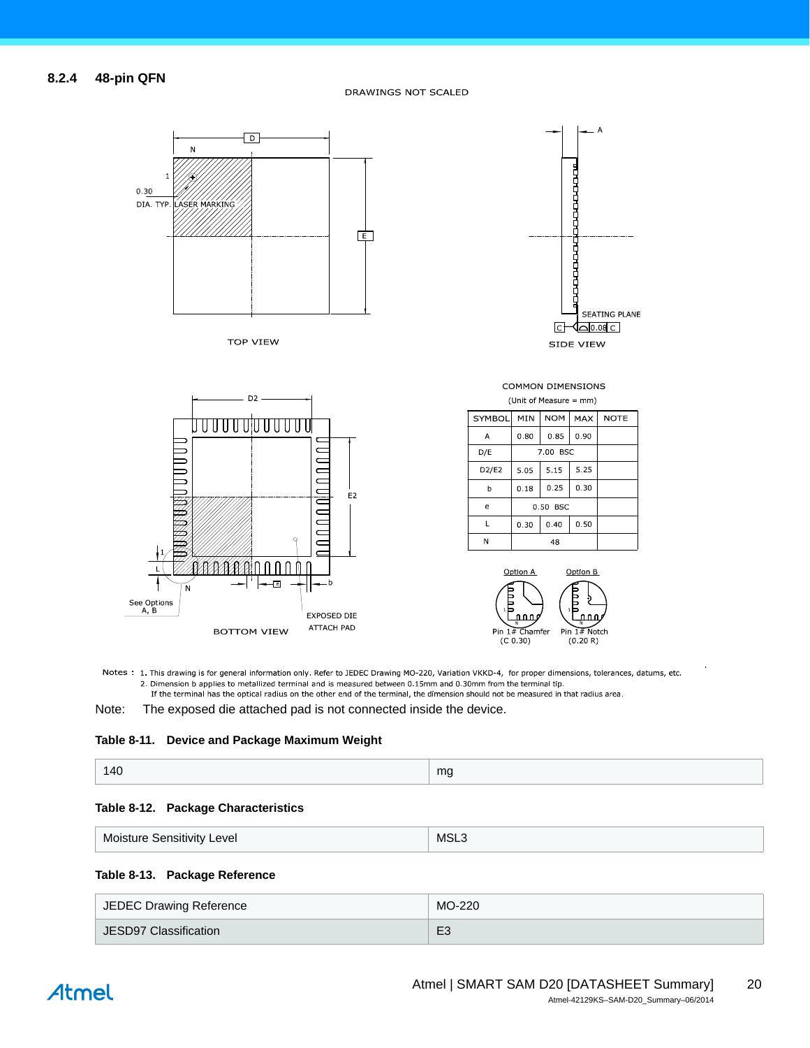### 8.2.4 48-pin QFN

DRAWINGS NOT SCALED

COMMON DIMENSIONS

(Unit of Measure = mm)

| SYMBOL | MIN | NOM | MAX | NOTE |
|---|---|---|---|---|
| A | 0.80 | 0.85 | 0.90 | |
| D/E | | 7.00 BSC | | |
| D2/E2 | 5.05 | 5.15 | 5.25 | |
| b | 0.18 | 0.25 | 0.30 | |
| e | | 0.50 BSC | | |
| L | 0.30 | 0.40 | 0.50 | |
| N | | 48 | | |

Notes : 1. This drawing is for general information only. Refer to JEDEC Drawing MO-220, Variation VKKD-4, for proper dimensions, tolerances, datums, etc.
2. Dimension b applies to metallized terminal and is measured between 0.15mm and 0.30mm from the terminal tip.
If the terminal has the optical radius on the other end of the terminal, the dimension should not be measured in that radius area.

Note: The exposed die attached pad is not connected inside the device.

**Table 8-11. Device and Package Maximum Weight**

| 140 | mg |
|---|---|

**Table 8-12. Package Characteristics**

| Moisture Sensitivity Level | MSL3 |
|---|---|

**Table 8-13. Package Reference**

| JEDEC Drawing Reference | MO-220 |
|---|---|
| JESD97 Classification | E3 |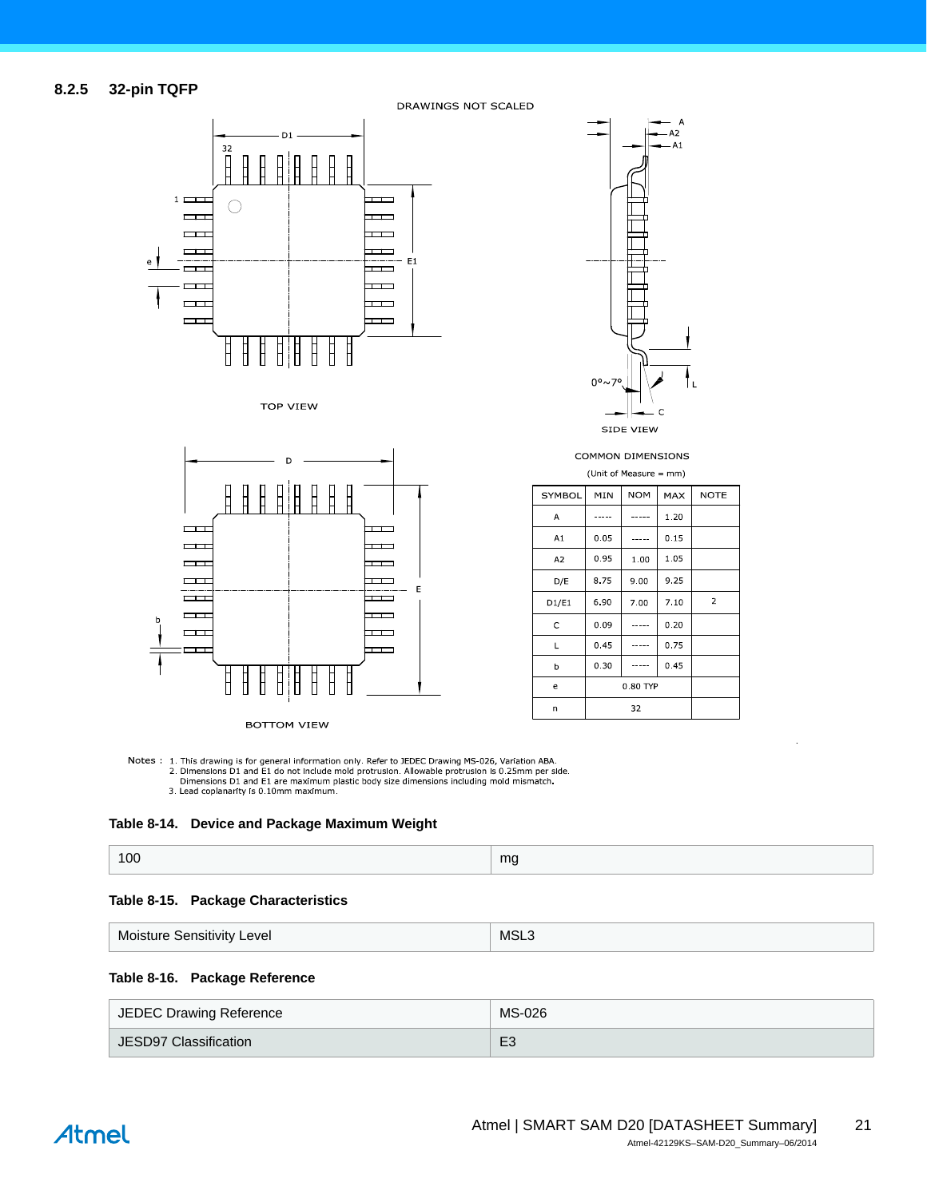### 8.2.5 32-pin TQFP

DRAWINGS NOT SCALED

TOP VIEW

SIDE VIEW

BOTTOM VIEW

COMMON DIMENSIONS

(Unit of Measure = mm)

| SYMBOL | MIN | NOM | MAX | NOTE |
|---|---|---|---|---|
| A | ----- | ----- | 1.20 | |
| A1 | 0.05 | ----- | 0.15 | |
| A2 | 0.95 | 1.00 | 1.05 | |
| D/E | 8.75 | 9.00 | 9.25 | |
| D1/E1 | 6.90 | 7.00 | 7.10 | 2 |
| C | 0.09 | ----- | 0.20 | |
| L | 0.45 | ----- | 0.75 | |
| b | 0.30 | ----- | 0.45 | |
| e | 0.80 TYP | | | |
| n | 32 | | | |

Notes :
1. This drawing is for general information only. Refer to JEDEC Drawing MS-026, Variation ABA.
2. Dimensions D1 and E1 do not include mold protrusion. Allowable protrusion is 0.25mm per side. Dimensions D1 and E1 are maximum plastic body size dimensions including mold mismatch.
3. Lead coplanarity is 0.10mm maximum.

**Table 8-14. Device and Package Maximum Weight**

| 100 | mg |
|---|---|

**Table 8-15. Package Characteristics**

| Moisture Sensitivity Level | MSL3 |
|---|---|

**Table 8-16. Package Reference**

| JEDEC Drawing Reference | MS-026 |
|---|---|
| JESD97 Classification | E3 |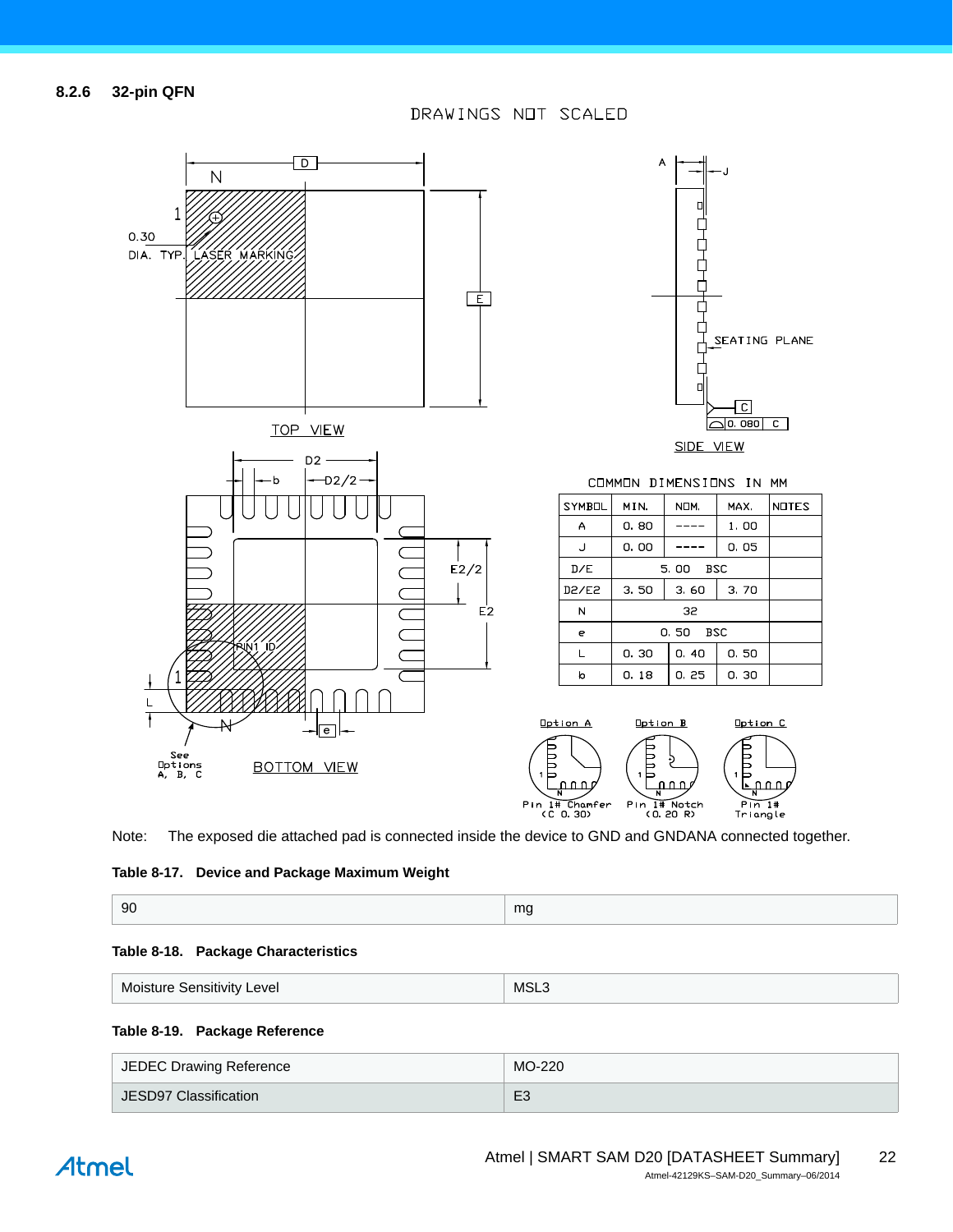### 8.2.6 32-pin QFN

DRAWINGS NOT SCALED

COMMON DIMENSIONS IN MM

| SYMBOL | MIN. | NOM. | MAX. | NOTES |
|---|---|---|---|---|
| A | 0.80 | ---- | 1.00 | |
| J | 0.00 | ---- | 0.05 | |
| D/E | | 5.00 BSC | | |
| D2/E2 | 3.50 | 3.60 | 3.70 | |
| N | | 32 | | |
| e | | 0.50 BSC | | |
| L | 0.30 | 0.40 | 0.50 | |
| b | 0.18 | 0.25 | 0.30 | |

Note: The exposed die attached pad is connected inside the device to GND and GNDANA connected together.

**Table 8-17. Device and Package Maximum Weight**

| 90 | mg |
|---|---|

**Table 8-18. Package Characteristics**

| Moisture Sensitivity Level | MSL3 |
|---|---|

**Table 8-19. Package Reference**

| JEDEC Drawing Reference | MO-220 |
|---|---|
| JESD97 Classification | E3 |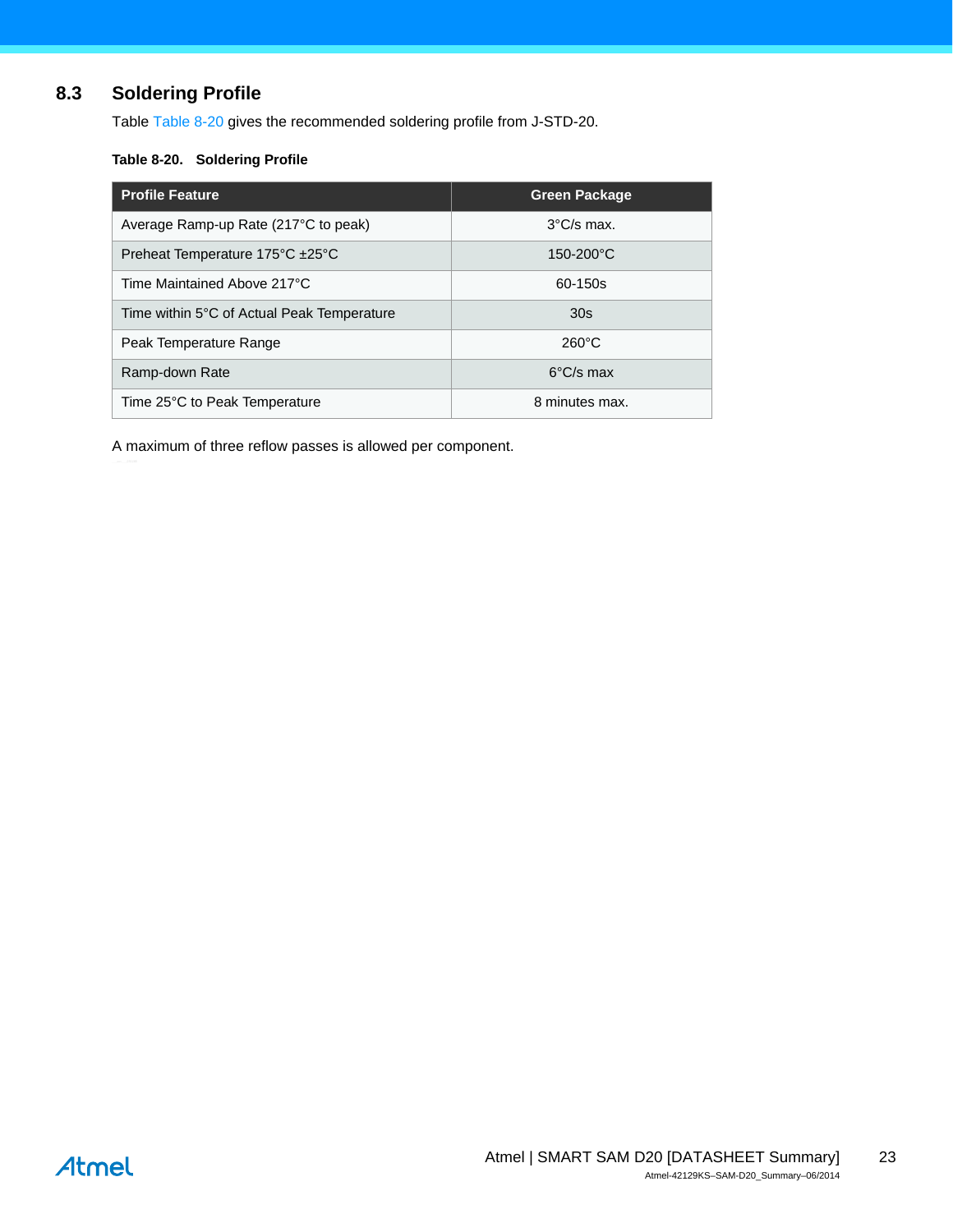## 8.3 Soldering Profile

Table Table 8-20 gives the recommended soldering profile from J-STD-20.

**Table 8-20. Soldering Profile**

| Profile Feature | Green Package |
|---|---|
| Average Ramp-up Rate (217°C to peak) | 3°C/s max. |
| Preheat Temperature 175°C ±25°C | 150-200°C |
| Time Maintained Above 217°C | 60-150s |
| Time within 5°C of Actual Peak Temperature | 30s |
| Peak Temperature Range | 260°C |
| Ramp-down Rate | 6°C/s max |
| Time 25°C to Peak Temperature | 8 minutes max. |

A maximum of three reflow passes is allowed per component.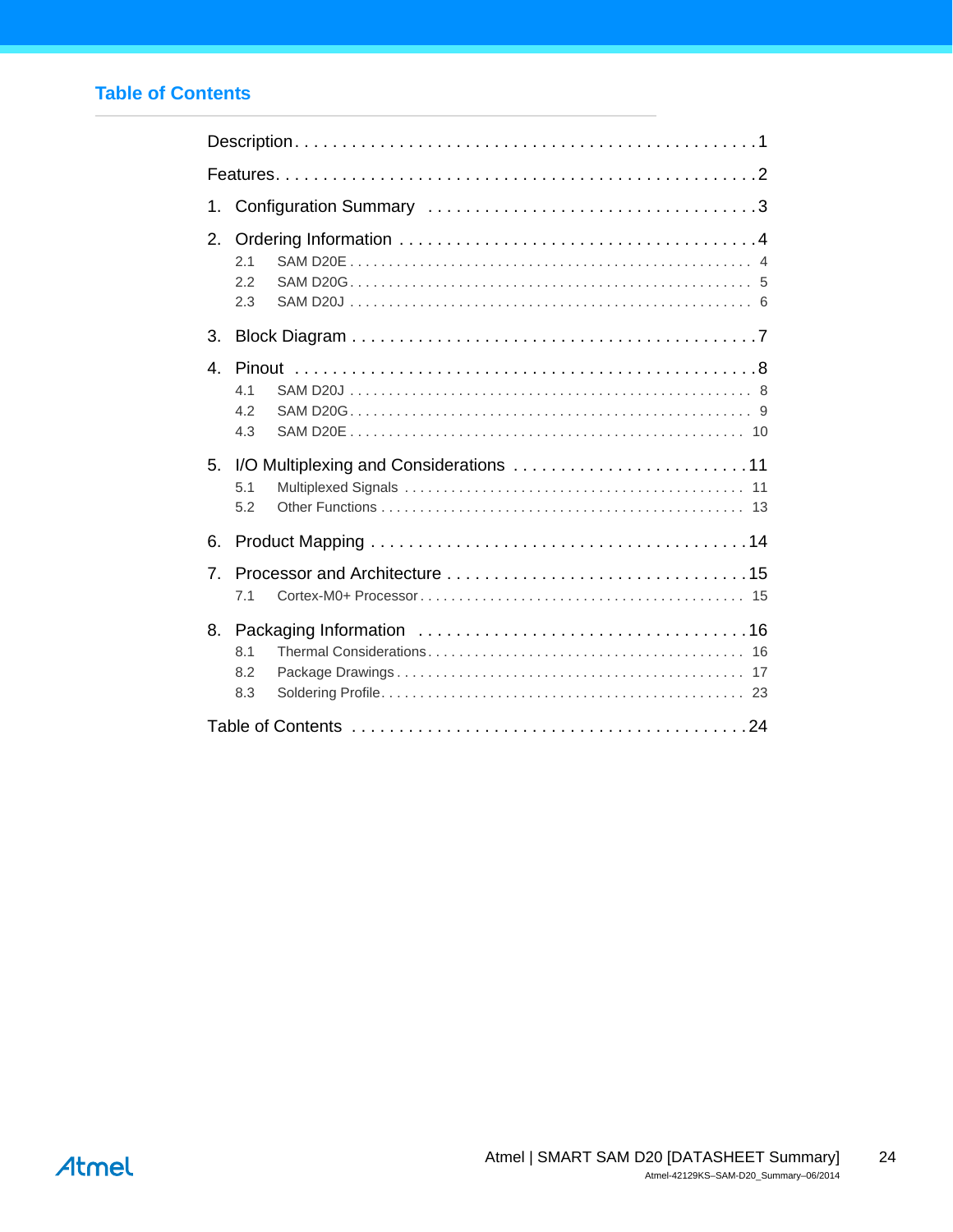## Table of Contents

Description . . . . . . . . . . . . . . . . . . . . . . . . . . . . . . . . . . . . . . . . . . . . . . 1

Features . . . . . . . . . . . . . . . . . . . . . . . . . . . . . . . . . . . . . . . . . . . . . . . 2

1. Configuration Summary . . . . . . . . . . . . . . . . . . . . . . . . . . . . . . . . . 3

2. Ordering Information . . . . . . . . . . . . . . . . . . . . . . . . . . . . . . . . . . 4
   - 2.1 SAM D20E . . . . . . . . . . . . . . . . . . . . . . . . . . . . . . . . . . . . . . . 4
   - 2.2 SAM D20G . . . . . . . . . . . . . . . . . . . . . . . . . . . . . . . . . . . . . . . 5
   - 2.3 SAM D20J . . . . . . . . . . . . . . . . . . . . . . . . . . . . . . . . . . . . . . . 6

3. Block Diagram . . . . . . . . . . . . . . . . . . . . . . . . . . . . . . . . . . . . . . . 7

4. Pinout . . . . . . . . . . . . . . . . . . . . . . . . . . . . . . . . . . . . . . . . . . . . 8
   - 4.1 SAM D20J . . . . . . . . . . . . . . . . . . . . . . . . . . . . . . . . . . . . . . . 8
   - 4.2 SAM D20G . . . . . . . . . . . . . . . . . . . . . . . . . . . . . . . . . . . . . . . 9
   - 4.3 SAM D20E . . . . . . . . . . . . . . . . . . . . . . . . . . . . . . . . . . . . . . . 10

5. I/O Multiplexing and Considerations . . . . . . . . . . . . . . . . . . . . . . 11
   - 5.1 Multiplexed Signals . . . . . . . . . . . . . . . . . . . . . . . . . . . . . . . . 11
   - 5.2 Other Functions . . . . . . . . . . . . . . . . . . . . . . . . . . . . . . . . . . . 13

6. Product Mapping . . . . . . . . . . . . . . . . . . . . . . . . . . . . . . . . . . . . . 14

7. Processor and Architecture . . . . . . . . . . . . . . . . . . . . . . . . . . . . . . 15
   - 7.1 Cortex-M0+ Processor . . . . . . . . . . . . . . . . . . . . . . . . . . . . . . 15

8. Packaging Information . . . . . . . . . . . . . . . . . . . . . . . . . . . . . . . . . 16
   - 8.1 Thermal Considerations . . . . . . . . . . . . . . . . . . . . . . . . . . . . . 16
   - 8.2 Package Drawings . . . . . . . . . . . . . . . . . . . . . . . . . . . . . . . . . 17
   - 8.3 Soldering Profile . . . . . . . . . . . . . . . . . . . . . . . . . . . . . . . . . . 23

Table of Contents . . . . . . . . . . . . . . . . . . . . . . . . . . . . . . . . . . . . . . 24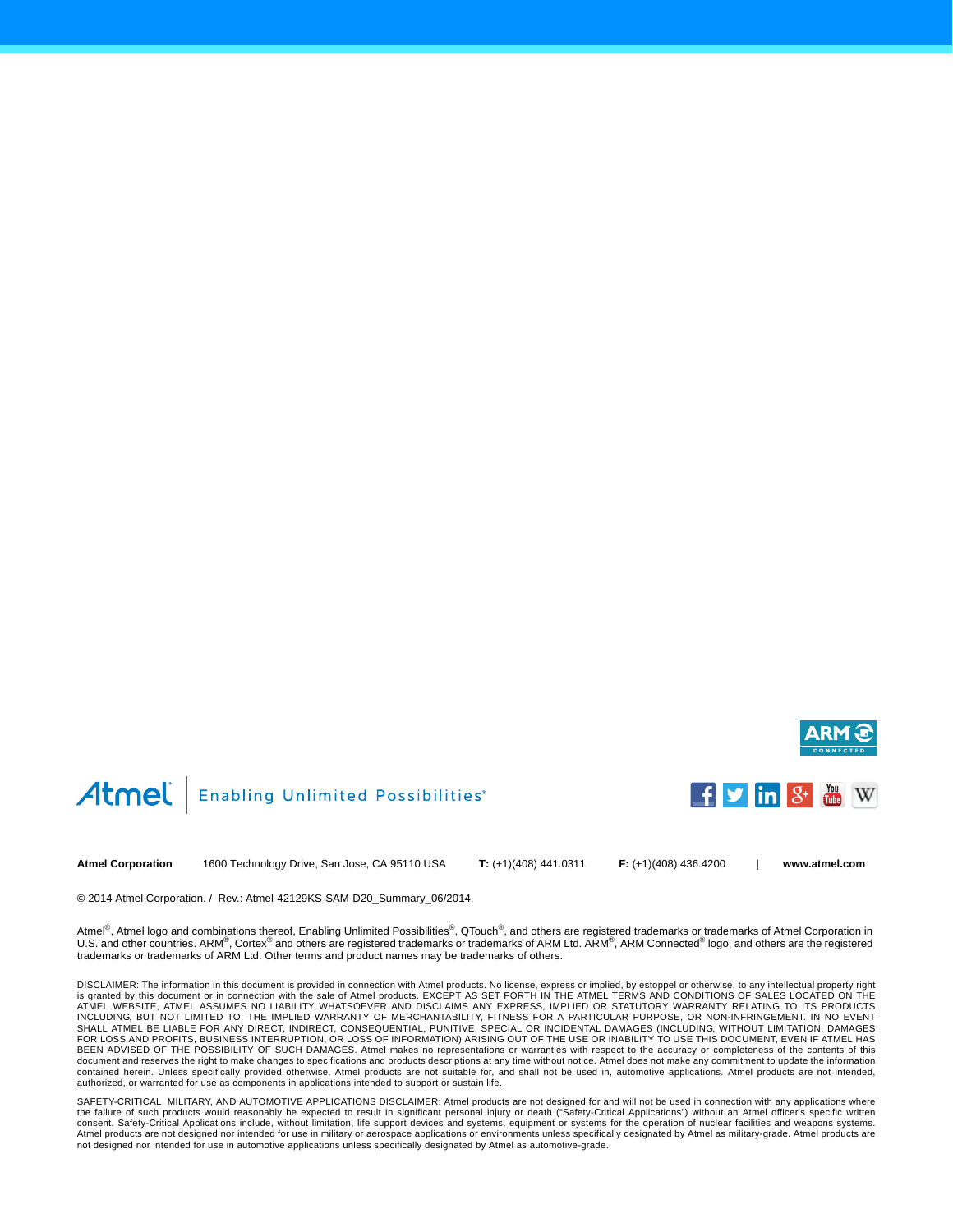Atmel | Enabling Unlimited Possibilities®

**Atmel Corporation** 1600 Technology Drive, San Jose, CA 95110 USA **T:** (+1)(408) 441.0311 **F:** (+1)(408) 436.4200 | **www.atmel.com**

© 2014 Atmel Corporation. / Rev.: Atmel-42129KS-SAM-D20_Summary_06/2014.

Atmel®, Atmel logo and combinations thereof, Enabling Unlimited Possibilities®, QTouch®, and others are registered trademarks or trademarks of Atmel Corporation in U.S. and other countries. ARM®, Cortex® and others are registered trademarks or trademarks of ARM Ltd. ARM®, ARM Connected® logo, and others are the registered trademarks or trademarks of ARM Ltd. Other terms and product names may be trademarks of others.

DISCLAIMER: The information in this document is provided in connection with Atmel products. No license, express or implied, by estoppel or otherwise, to any intellectual property right is granted by this document or in connection with the sale of Atmel products. EXCEPT AS SET FORTH IN THE ATMEL TERMS AND CONDITIONS OF SALES LOCATED ON THE ATMEL WEBSITE, ATMEL ASSUMES NO LIABILITY WHATSOEVER AND DISCLAIMS ANY EXPRESS, IMPLIED OR STATUTORY WARRANTY RELATING TO ITS PRODUCTS INCLUDING, BUT NOT LIMITED TO, THE IMPLIED WARRANTY OF MERCHANTABILITY, FITNESS FOR A PARTICULAR PURPOSE, OR NON-INFRINGEMENT. IN NO EVENT SHALL ATMEL BE LIABLE FOR ANY DIRECT, INDIRECT, CONSEQUENTIAL, PUNITIVE, SPECIAL OR INCIDENTAL DAMAGES (INCLUDING, WITHOUT LIMITATION, DAMAGES FOR LOSS AND PROFITS, BUSINESS INTERRUPTION, OR LOSS OF INFORMATION) ARISING OUT OF THE USE OR INABILITY TO USE THIS DOCUMENT, EVEN IF ATMEL HAS BEEN ADVISED OF THE POSSIBILITY OF SUCH DAMAGES. Atmel makes no representations or warranties with respect to the accuracy or completeness of the contents of this document and reserves the right to make changes to specifications and products descriptions at any time without notice. Atmel does not make any commitment to update the information contained herein. Unless specifically provided otherwise, Atmel products are not suitable for, and shall not be used in, automotive applications. Atmel products are not intended, authorized, or warranted for use as components in applications intended to support or sustain life.

SAFETY-CRITICAL, MILITARY, AND AUTOMOTIVE APPLICATIONS DISCLAIMER: Atmel products are not designed for and will not be used in connection with any applications where the failure of such products would reasonably be expected to result in significant personal injury or death ("Safety-Critical Applications") without an Atmel officer's specific written consent. Safety-Critical Applications include, without limitation, life support devices and systems, equipment or systems for the operation of nuclear facilities and weapons systems. Atmel products are not designed nor intended for use in military or aerospace applications or environments unless specifically designated by Atmel as military-grade. Atmel products are not designed nor intended for use in automotive applications unless specifically designated by Atmel as automotive-grade.